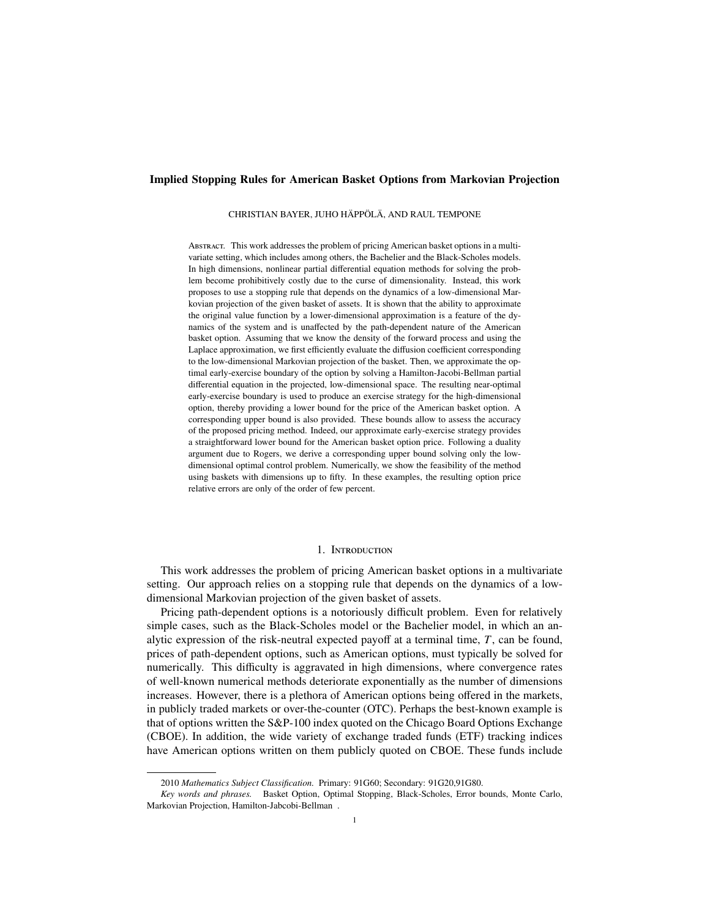# Implied Stopping Rules for American Basket Options from Markovian Projection

CHRISTIAN BAYER, JUHO HÄPPÖLÄ, AND RAUL TEMPONE

Abstract. This work addresses the problem of pricing American basket options in a multivariate setting, which includes among others, the Bachelier and the Black-Scholes models. In high dimensions, nonlinear partial differential equation methods for solving the problem become prohibitively costly due to the curse of dimensionality. Instead, this work proposes to use a stopping rule that depends on the dynamics of a low-dimensional Markovian projection of the given basket of assets. It is shown that the ability to approximate the original value function by a lower-dimensional approximation is a feature of the dynamics of the system and is unaffected by the path-dependent nature of the American basket option. Assuming that we know the density of the forward process and using the Laplace approximation, we first efficiently evaluate the diffusion coefficient corresponding to the low-dimensional Markovian projection of the basket. Then, we approximate the optimal early-exercise boundary of the option by solving a Hamilton-Jacobi-Bellman partial differential equation in the projected, low-dimensional space. The resulting near-optimal early-exercise boundary is used to produce an exercise strategy for the high-dimensional option, thereby providing a lower bound for the price of the American basket option. A corresponding upper bound is also provided. These bounds allow to assess the accuracy of the proposed pricing method. Indeed, our approximate early-exercise strategy provides a straightforward lower bound for the American basket option price. Following a duality argument due to Rogers, we derive a corresponding upper bound solving only the low-dimensional optimal control problem. Numerically, we show the feasibility of the method using baskets with dimensions up to fifty. In these examples, the resulting option price relative errors are only of the order of few percent.

## 1. Introduction

This work addresses the problem of pricing American basket options in a multivariate setting. Our approach relies on a stopping rule that depends on the dynamics of a low-dimensional Markovian projection of the given basket of assets.

Pricing path-dependent options is a notoriously difficult problem. Even for relatively simple cases, such as the Black-Scholes model or the Bachelier model, in which an analytic expression of the risk-neutral expected payoff at a terminal time, $T$, can be found, prices of path-dependent options, such as American options, must typically be solved for numerically. This difficulty is aggravated in high dimensions, where convergence rates of well-known numerical methods deteriorate exponentially as the number of dimensions increases. However, there is a plethora of American options being offered in the markets, in publicly traded markets or over-the-counter (OTC). Perhaps the best-known example is that of options written the S&P-100 index quoted on the Chicago Board Options Exchange (CBOE). In addition, the wide variety of exchange traded funds (ETF) tracking indices have American options written on them publicly quoted on CBOE. These funds include

---

2010 *Mathematics Subject Classification.* Primary: 91G60; Secondary: 91G20,91G80.

*Key words and phrases.* Basket Option, Optimal Stopping, Black-Scholes, Error bounds, Monte Carlo, Markovian Projection, Hamilton-Jabcobi-Bellman .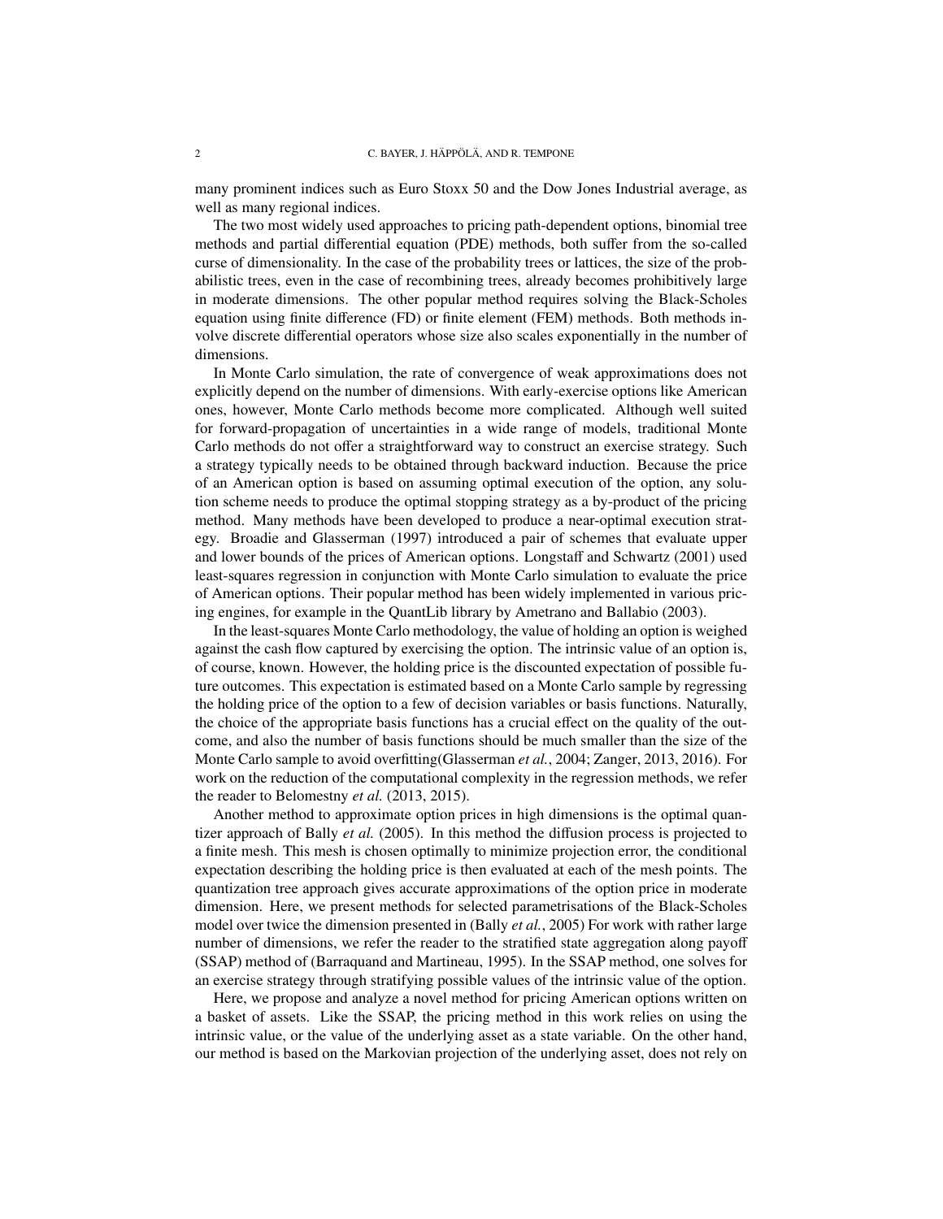many prominent indices such as Euro Stoxx 50 and the Dow Jones Industrial average, as well as many regional indices.

The two most widely used approaches to pricing path-dependent options, binomial tree methods and partial differential equation (PDE) methods, both suffer from the so-called curse of dimensionality. In the case of the probability trees or lattices, the size of the probabilistic trees, even in the case of recombining trees, already becomes prohibitively large in moderate dimensions. The other popular method requires solving the Black-Scholes equation using finite difference (FD) or finite element (FEM) methods. Both methods involve discrete differential operators whose size also scales exponentially in the number of dimensions.

In Monte Carlo simulation, the rate of convergence of weak approximations does not explicitly depend on the number of dimensions. With early-exercise options like American ones, however, Monte Carlo methods become more complicated. Although well suited for forward-propagation of uncertainties in a wide range of models, traditional Monte Carlo methods do not offer a straightforward way to construct an exercise strategy. Such a strategy typically needs to be obtained through backward induction. Because the price of an American option is based on assuming optimal execution of the option, any solution scheme needs to produce the optimal stopping strategy as a by-product of the pricing method. Many methods have been developed to produce a near-optimal execution strategy. Broadie and Glasserman (1997) introduced a pair of schemes that evaluate upper and lower bounds of the prices of American options. Longstaff and Schwartz (2001) used least-squares regression in conjunction with Monte Carlo simulation to evaluate the price of American options. Their popular method has been widely implemented in various pricing engines, for example in the QuantLib library by Ametrano and Ballabio (2003).

In the least-squares Monte Carlo methodology, the value of holding an option is weighed against the cash flow captured by exercising the option. The intrinsic value of an option is, of course, known. However, the holding price is the discounted expectation of possible future outcomes. This expectation is estimated based on a Monte Carlo sample by regressing the holding price of the option to a few of decision variables or basis functions. Naturally, the choice of the appropriate basis functions has a crucial effect on the quality of the outcome, and also the number of basis functions should be much smaller than the size of the Monte Carlo sample to avoid overfitting(Glasserman *et al.*, 2004; Zanger, 2013, 2016). For work on the reduction of the computational complexity in the regression methods, we refer the reader to Belomestny *et al.* (2013, 2015).

Another method to approximate option prices in high dimensions is the optimal quantizer approach of Bally *et al.* (2005). In this method the diffusion process is projected to a finite mesh. This mesh is chosen optimally to minimize projection error, the conditional expectation describing the holding price is then evaluated at each of the mesh points. The quantization tree approach gives accurate approximations of the option price in moderate dimension. Here, we present methods for selected parametrisations of the Black-Scholes model over twice the dimension presented in (Bally *et al.*, 2005) For work with rather large number of dimensions, we refer the reader to the stratified state aggregation along payoff (SSAP) method of (Barraquand and Martineau, 1995). In the SSAP method, one solves for an exercise strategy through stratifying possible values of the intrinsic value of the option.

Here, we propose and analyze a novel method for pricing American options written on a basket of assets. Like the SSAP, the pricing method in this work relies on using the intrinsic value, or the value of the underlying asset as a state variable. On the other hand, our method is based on the Markovian projection of the underlying asset, does not rely on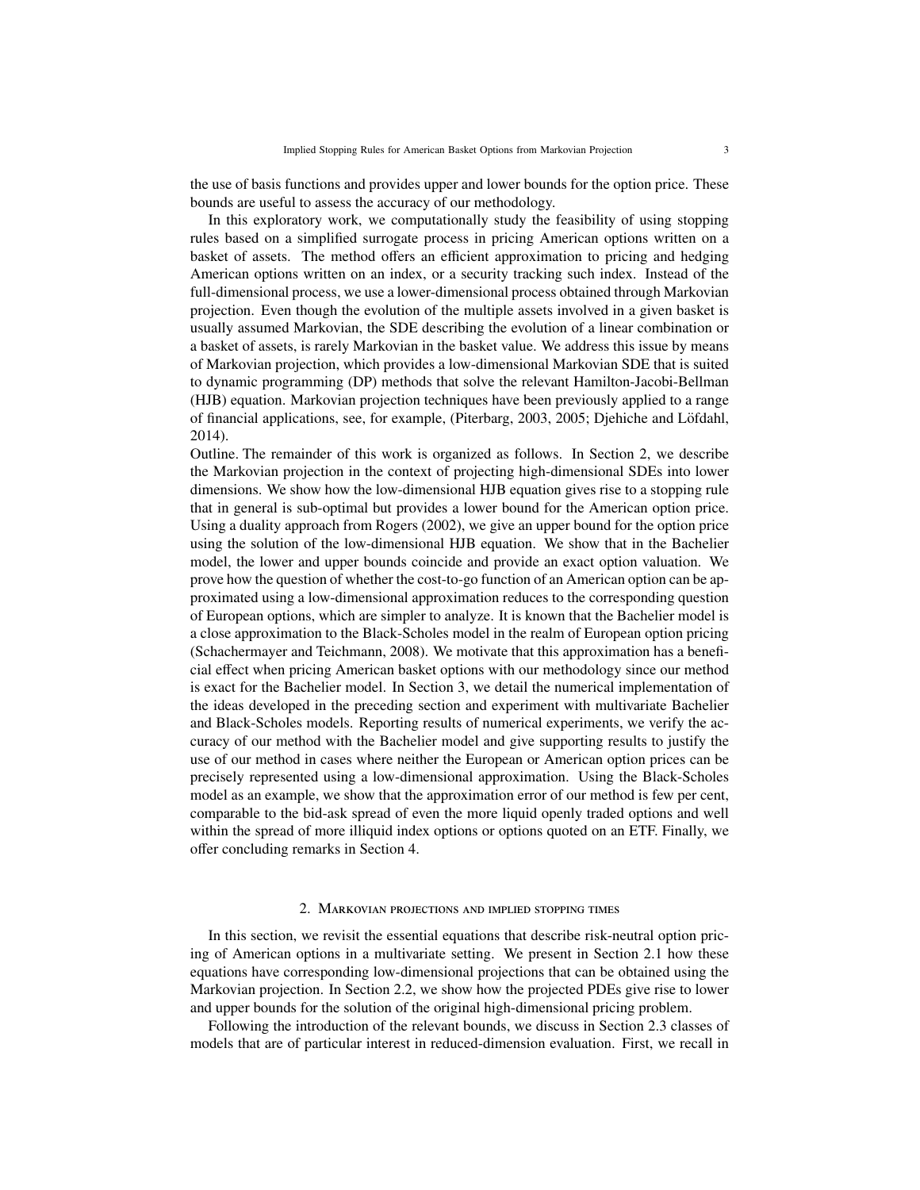the use of basis functions and provides upper and lower bounds for the option price. These bounds are useful to assess the accuracy of our methodology.

In this exploratory work, we computationally study the feasibility of using stopping rules based on a simplified surrogate process in pricing American options written on a basket of assets. The method offers an efficient approximation to pricing and hedging American options written on an index, or a security tracking such index. Instead of the full-dimensional process, we use a lower-dimensional process obtained through Markovian projection. Even though the evolution of the multiple assets involved in a given basket is usually assumed Markovian, the SDE describing the evolution of a linear combination or a basket of assets, is rarely Markovian in the basket value. We address this issue by means of Markovian projection, which provides a low-dimensional Markovian SDE that is suited to dynamic programming (DP) methods that solve the relevant Hamilton-Jacobi-Bellman (HJB) equation. Markovian projection techniques have been previously applied to a range of financial applications, see, for example, (Piterbarg, 2003, 2005; Djehiche and Löfdahl, 2014).

Outline. The remainder of this work is organized as follows. In Section 2, we describe the Markovian projection in the context of projecting high-dimensional SDEs into lower dimensions. We show how the low-dimensional HJB equation gives rise to a stopping rule that in general is sub-optimal but provides a lower bound for the American option price. Using a duality approach from Rogers (2002), we give an upper bound for the option price using the solution of the low-dimensional HJB equation. We show that in the Bachelier model, the lower and upper bounds coincide and provide an exact option valuation. We prove how the question of whether the cost-to-go function of an American option can be approximated using a low-dimensional approximation reduces to the corresponding question of European options, which are simpler to analyze. It is known that the Bachelier model is a close approximation to the Black-Scholes model in the realm of European option pricing (Schachermayer and Teichmann, 2008). We motivate that this approximation has a beneficial effect when pricing American basket options with our methodology since our method is exact for the Bachelier model. In Section 3, we detail the numerical implementation of the ideas developed in the preceding section and experiment with multivariate Bachelier and Black-Scholes models. Reporting results of numerical experiments, we verify the accuracy of our method with the Bachelier model and give supporting results to justify the use of our method in cases where neither the European or American option prices can be precisely represented using a low-dimensional approximation. Using the Black-Scholes model as an example, we show that the approximation error of our method is few per cent, comparable to the bid-ask spread of even the more liquid openly traded options and well within the spread of more illiquid index options or options quoted on an ETF. Finally, we offer concluding remarks in Section 4.

## 2. Markovian projections and implied stopping times

In this section, we revisit the essential equations that describe risk-neutral option pricing of American options in a multivariate setting. We present in Section 2.1 how these equations have corresponding low-dimensional projections that can be obtained using the Markovian projection. In Section 2.2, we show how the projected PDEs give rise to lower and upper bounds for the solution of the original high-dimensional pricing problem.

Following the introduction of the relevant bounds, we discuss in Section 2.3 classes of models that are of particular interest in reduced-dimension evaluation. First, we recall in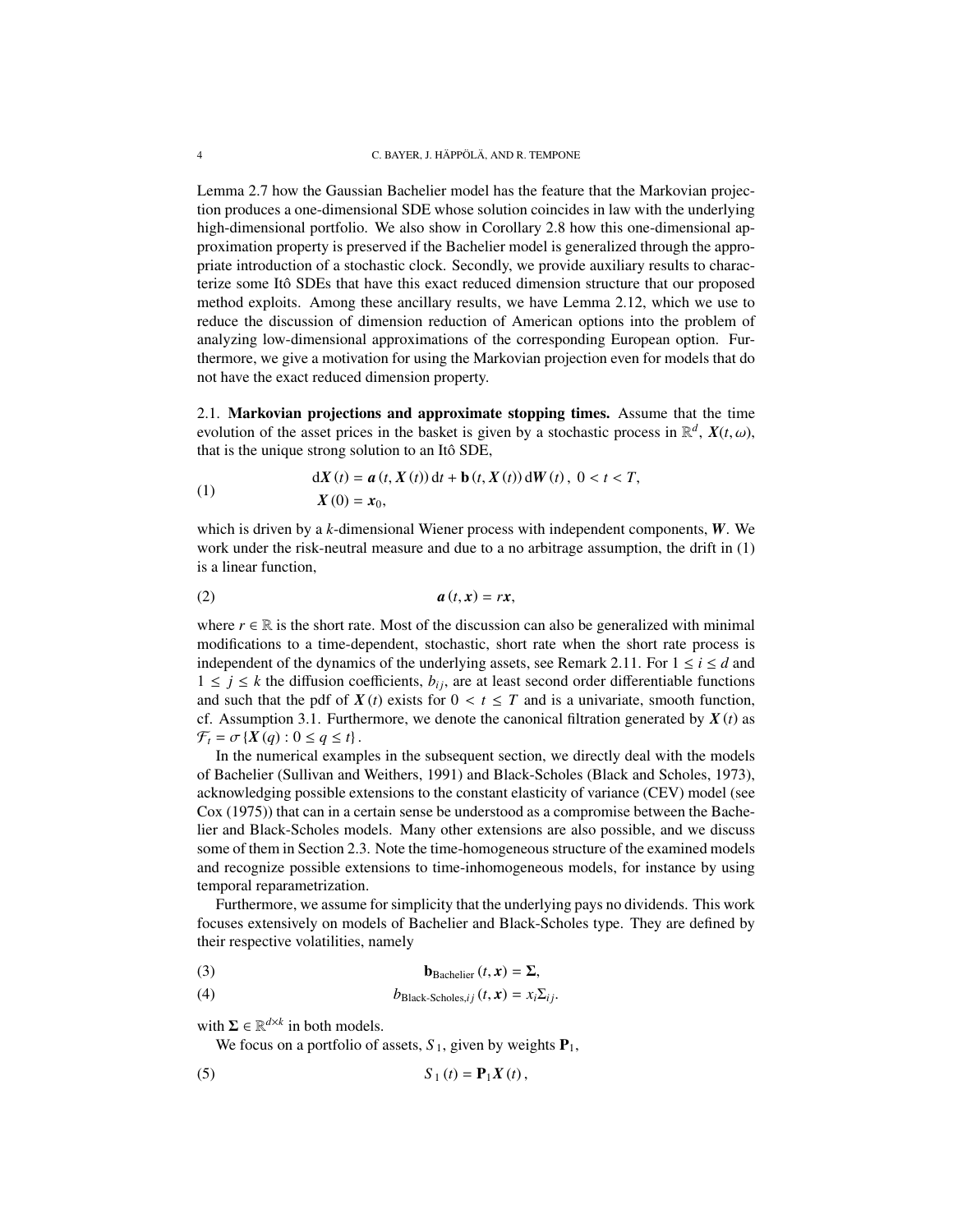Lemma 2.7 how the Gaussian Bachelier model has the feature that the Markovian projection produces a one-dimensional SDE whose solution coincides in law with the underlying high-dimensional portfolio. We also show in Corollary 2.8 how this one-dimensional approximation property is preserved if the Bachelier model is generalized through the appropriate introduction of a stochastic clock. Secondly, we provide auxiliary results to characterize some Itô SDEs that have this exact reduced dimension structure that our proposed method exploits. Among these ancillary results, we have Lemma 2.12, which we use to reduce the discussion of dimension reduction of American options into the problem of analyzing low-dimensional approximations of the corresponding European option. Furthermore, we give a motivation for using the Markovian projection even for models that do not have the exact reduced dimension property.

## 2.1. Markovian projections and approximate stopping times.

Assume that the time evolution of the asset prices in the basket is given by a stochastic process in $\mathbb{R}^d$, $\boldsymbol{X}(t,\omega)$, that is the unique strong solution to an Itô SDE,

$$
\begin{aligned}
\mathrm{d}\boldsymbol{X}(t) &= \boldsymbol{a}(t, \boldsymbol{X}(t))\,\mathrm{d}t + \mathbf{b}(t, \boldsymbol{X}(t))\,\mathrm{d}\boldsymbol{W}(t), \ 0 < t < T, \\
\boldsymbol{X}(0) &= \boldsymbol{x}_0,
\end{aligned} \tag{1}
$$

which is driven by a $k$-dimensional Wiener process with independent components, $\boldsymbol{W}$. We work under the risk-neutral measure and due to a no arbitrage assumption, the drift in (1) is a linear function,

$$
\boldsymbol{a}(t, \boldsymbol{x}) = r\boldsymbol{x}, \tag{2}
$$

where $r \in \mathbb{R}$ is the short rate. Most of the discussion can also be generalized with minimal modifications to a time-dependent, stochastic, short rate when the short rate process is independent of the dynamics of the underlying assets, see Remark 2.11. For $1 \leq i \leq d$ and $1 \leq j \leq k$ the diffusion coefficients, $b_{ij}$, are at least second order differentiable functions and such that the pdf of $\boldsymbol{X}(t)$ exists for $0 < t \leq T$ and is a univariate, smooth function, cf. Assumption 3.1. Furthermore, we denote the canonical filtration generated by $\boldsymbol{X}(t)$ as $\mathcal{F}_t = \sigma\{\boldsymbol{X}(q) : 0 \leq q \leq t\}$.

In the numerical examples in the subsequent section, we directly deal with the models of Bachelier (Sullivan and Weithers, 1991) and Black-Scholes (Black and Scholes, 1973), acknowledging possible extensions to the constant elasticity of variance (CEV) model (see Cox (1975)) that can in a certain sense be understood as a compromise between the Bachelier and Black-Scholes models. Many other extensions are also possible, and we discuss some of them in Section 2.3. Note the time-homogeneous structure of the examined models and recognize possible extensions to time-inhomogeneous models, for instance by using temporal reparametrization.

Furthermore, we assume for simplicity that the underlying pays no dividends. This work focuses extensively on models of Bachelier and Black-Scholes type. They are defined by their respective volatilities, namely

$$
\mathbf{b}_{\text{Bachelier}}(t, \boldsymbol{x}) = \boldsymbol{\Sigma}, \tag{3}
$$

$$
b_{\text{Black-Scholes},ij}(t, \boldsymbol{x}) = x_i \Sigma_{ij}. \tag{4}
$$

with $\boldsymbol{\Sigma} \in \mathbb{R}^{d \times k}$ in both models.

We focus on a portfolio of assets, $S_1$, given by weights $\mathbf{P}_1$,

$$
S_1(t) = \mathbf{P}_1 \boldsymbol{X}(t), \tag{5}
$$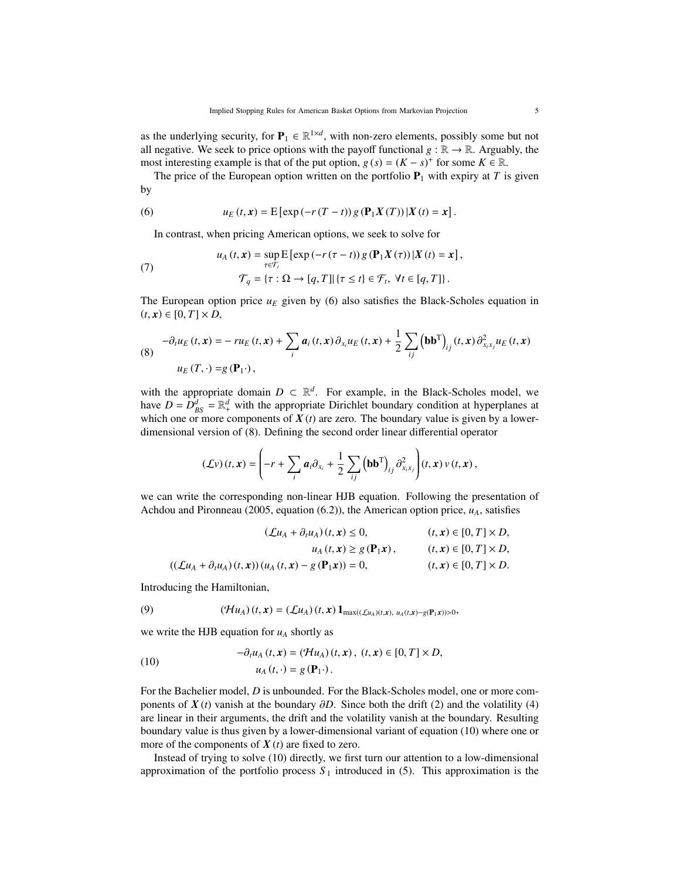as the underlying security, for $\mathbf{P}_1 \in \mathbb{R}^{1\times d}$, with non-zero elements, possibly some but not all negative. We seek to price options with the payoff functional $g : \mathbb{R} \to \mathbb{R}$. Arguably, the most interesting example is that of the put option, $g(s) = (K - s)^+$ for some $K \in \mathbb{R}$.

The price of the European option written on the portfolio $\mathbf{P}_1$ with expiry at $T$ is given by

$$
u_E(t, \boldsymbol{x}) = \mathrm{E}\left[\exp(-r(T-t))\, g(\mathbf{P}_1 \boldsymbol{X}(T)) \,|\boldsymbol{X}(t) = \boldsymbol{x}\right]. \tag{6}
$$

In contrast, when pricing American options, we seek to solve for

$$
\begin{aligned}
u_A(t, \boldsymbol{x}) &= \sup_{\tau \in \mathcal{T}_t} \mathrm{E}\left[\exp(-r(\tau - t))\, g(\mathbf{P}_1 \boldsymbol{X}(\tau)) \,|\boldsymbol{X}(t) = \boldsymbol{x}\right], \\
\mathcal{T}_q &= \{\tau : \Omega \to [q, T] | \{\tau \le t\} \in \mathcal{F}_t,\ \forall t \in [q, T]\}.
\end{aligned} \tag{7}
$$

The European option price $u_E$ given by (6) also satisfies the Black-Scholes equation in $(t, \boldsymbol{x}) \in [0, T] \times D$,

$$
\begin{aligned}
-\partial_t u_E(t, \boldsymbol{x}) &= -r u_E(t, \boldsymbol{x}) + \sum_i \boldsymbol{a}_i(t, \boldsymbol{x})\, \partial_{x_i} u_E(t, \boldsymbol{x}) + \frac{1}{2} \sum_{ij} \left(\mathbf{b}\mathbf{b}^{\mathrm{T}}\right)_{ij}(t, \boldsymbol{x})\, \partial^2_{x_i x_j} u_E(t, \boldsymbol{x}) \\
u_E(T, \cdot) &= g(\mathbf{P}_1 \cdot),
\end{aligned} \tag{8}
$$

with the appropriate domain $D \subset \mathbb{R}^d$. For example, in the Black-Scholes model, we have $D = D^d_{BS} = \mathbb{R}^d_+$ with the appropriate Dirichlet boundary condition at hyperplanes at which one or more components of $\boldsymbol{X}(t)$ are zero. The boundary value is given by a lower-dimensional version of (8). Defining the second order linear differential operator

$$
(\mathcal{L} v)(t, \boldsymbol{x}) = \left(-r + \sum_i \boldsymbol{a}_i \partial_{x_i} + \frac{1}{2} \sum_{ij} \left(\mathbf{b}\mathbf{b}^{\mathrm{T}}\right)_{ij} \partial^2_{x_i x_j}\right)(t, \boldsymbol{x})\, v(t, \boldsymbol{x}),
$$

we can write the corresponding non-linear HJB equation. Following the presentation of Achdou and Pironneau (2005, equation (6.2)), the American option price, $u_A$, satisfies

$$
\begin{aligned}
(\mathcal{L} u_A + \partial_t u_A)(t, \boldsymbol{x}) &\le 0, & (t, \boldsymbol{x}) &\in [0, T] \times D, \\
u_A(t, \boldsymbol{x}) &\ge g(\mathbf{P}_1 \boldsymbol{x}), & (t, \boldsymbol{x}) &\in [0, T] \times D, \\
((\mathcal{L} u_A + \partial_t u_A)(t, \boldsymbol{x}))\,(u_A(t, \boldsymbol{x}) - g(\mathbf{P}_1 \boldsymbol{x})) &= 0, & (t, \boldsymbol{x}) &\in [0, T] \times D.
\end{aligned}
$$

Introducing the Hamiltonian,

$$
(\mathcal{H} u_A)(t, \boldsymbol{x}) = (\mathcal{L} u_A)(t, \boldsymbol{x})\, \mathbf{1}_{\max((\mathcal{L} u_A)(t, \boldsymbol{x}),\ u_A(t, \boldsymbol{x}) - g(\mathbf{P}_1 \boldsymbol{x})) > 0}, \tag{9}
$$

we write the HJB equation for $u_A$ shortly as

$$
\begin{aligned}
-\partial_t u_A(t, \boldsymbol{x}) &= (\mathcal{H} u_A)(t, \boldsymbol{x}),\ (t, \boldsymbol{x}) \in [0, T] \times D, \\
u_A(t, \cdot) &= g(\mathbf{P}_1 \cdot).
\end{aligned} \tag{10}
$$

For the Bachelier model, $D$ is unbounded. For the Black-Scholes model, one or more components of $\boldsymbol{X}(t)$ vanish at the boundary $\partial D$. Since both the drift (2) and the volatility (4) are linear in their arguments, the drift and the volatility vanish at the boundary. Resulting boundary value is thus given by a lower-dimensional variant of equation (10) where one or more of the components of $\boldsymbol{X}(t)$ are fixed to zero.

Instead of trying to solve (10) directly, we first turn our attention to a low-dimensional approximation of the portfolio process $S_1$ introduced in (5). This approximation is the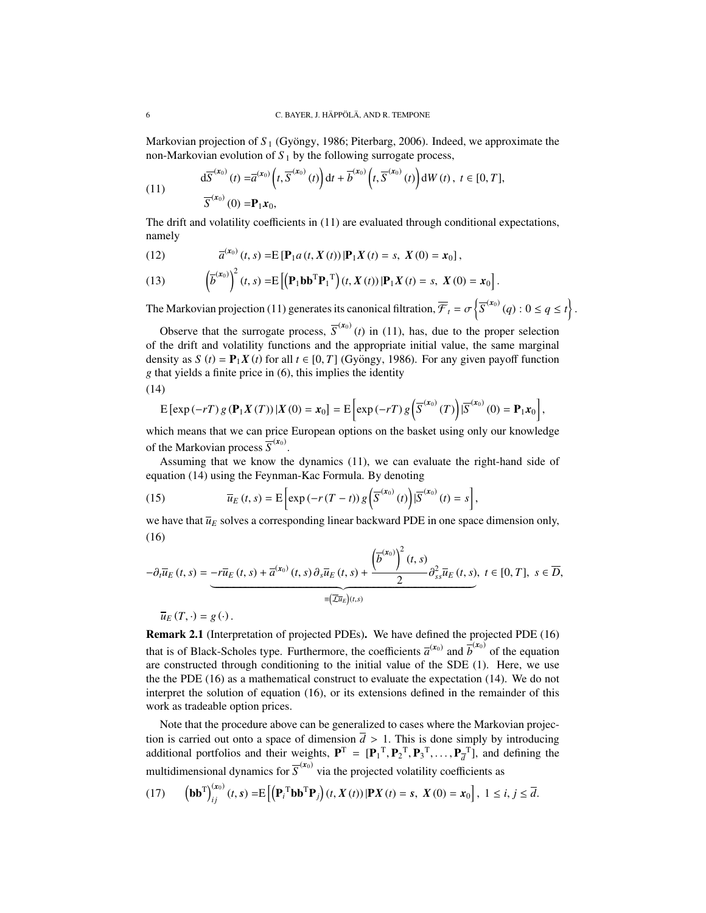Markovian projection of $S_1$ (Gyöngy, 1986; Piterbarg, 2006). Indeed, we approximate the non-Markovian evolution of $S_1$ by the following surrogate process,

$$
\begin{aligned}
\mathrm{d}\overline{S}^{(\boldsymbol{x}_0)}(t) =& \overline{a}^{(\boldsymbol{x}_0)}\left(t, \overline{S}^{(\boldsymbol{x}_0)}(t)\right)\mathrm{d}t + \overline{b}^{(\boldsymbol{x}_0)}\left(t, \overline{S}^{(\boldsymbol{x}_0)}(t)\right)\mathrm{d}W(t), \ t \in [0,T], \\
\overline{S}^{(\boldsymbol{x}_0)}(0) =& \mathbf{P}_1\boldsymbol{x}_0,
\end{aligned} \tag{11}
$$

The drift and volatility coefficients in (11) are evaluated through conditional expectations, namely

$$
\overline{a}^{(\boldsymbol{x}_0)}(t,s) = \mathrm{E}\left[\mathbf{P}_1 a\left(t, \boldsymbol{X}(t)\right) | \mathbf{P}_1\boldsymbol{X}(t) = s, \ \boldsymbol{X}(0) = \boldsymbol{x}_0\right], \tag{12}
$$

$$
\left(\overline{b}^{(\boldsymbol{x}_0)}\right)^2(t,s) = \mathrm{E}\left[\left(\mathbf{P}_1\mathbf{b}\mathbf{b}^{\mathrm{T}}\mathbf{P}_1{}^{\mathrm{T}}\right)(t, \boldsymbol{X}(t)) | \mathbf{P}_1\boldsymbol{X}(t) = s, \ \boldsymbol{X}(0) = \boldsymbol{x}_0\right]. \tag{13}
$$

The Markovian projection (11) generates its canonical filtration, $\overline{\mathcal{F}}_t = \sigma\left\{\overline{S}^{(\boldsymbol{x}_0)}(q) : 0 \le q \le t\right\}$.

Observe that the surrogate process, $\overline{S}^{(\boldsymbol{x}_0)}(t)$ in (11), has, due to the proper selection of the drift and volatility functions and the appropriate initial value, the same marginal density as $S(t) = \mathbf{P}_1\boldsymbol{X}(t)$ for all $t \in [0,T]$ (Gyöngy, 1986). For any given payoff function $g$ that yields a finite price in (6), this implies the identity

$$
\mathrm{E}\left[\exp(-rT)\, g\left(\mathbf{P}_1\boldsymbol{X}(T)\right) | \boldsymbol{X}(0) = \boldsymbol{x}_0\right] = \mathrm{E}\left[\exp(-rT)\, g\left(\overline{S}^{(\boldsymbol{x}_0)}(T)\right) | \overline{S}^{(\boldsymbol{x}_0)}(0) = \mathbf{P}_1\boldsymbol{x}_0\right], \tag{14}
$$

which means that we can price European options on the basket using only our knowledge of the Markovian process $\overline{S}^{(\boldsymbol{x}_0)}$.

Assuming that we know the dynamics (11), we can evaluate the right-hand side of equation (14) using the Feynman-Kac Formula. By denoting

$$
\overline{u}_E(t,s) = \mathrm{E}\left[\exp(-r(T-t))\, g\left(\overline{S}^{(\boldsymbol{x}_0)}(t)\right) | \overline{S}^{(\boldsymbol{x}_0)}(t) = s\right], \tag{15}
$$

we have that $\overline{u}_E$ solves a corresponding linear backward PDE in one space dimension only,

$$
\begin{aligned}
-\partial_t \overline{u}_E(t,s) =& \underbrace{-r\overline{u}_E(t,s) + \overline{a}^{(\boldsymbol{x}_0)}(t,s)\,\partial_s\overline{u}_E(t,s) + \frac{\left(\overline{b}^{(\boldsymbol{x}_0)}\right)^2(t,s)}{2}\partial^2_{ss}\overline{u}_E(t,s)}_{\equiv\left(\overline{\mathcal{L}}\overline{u}_E\right)(t,s)}, \ t \in [0,T], \ s \in \overline{D}, \\
\overline{u}_E(T,\cdot) =& g(\cdot).
\end{aligned} \tag{16}
$$

**Remark 2.1** (Interpretation of projected PDEs)**.** We have defined the projected PDE (16) that is of Black-Scholes type. Furthermore, the coefficients $\overline{a}^{(\boldsymbol{x}_0)}$ and $\overline{b}^{(\boldsymbol{x}_0)}$ of the equation are constructed through conditioning to the initial value of the SDE (1). Here, we use the the PDE (16) as a mathematical construct to evaluate the expectation (14). We do not interpret the solution of equation (16), or its extensions defined in the remainder of this work as tradeable option prices.

Note that the procedure above can be generalized to cases where the Markovian projection is carried out onto a space of dimension $\overline{d} > 1$. This is done simply by introducing additional portfolios and their weights, $\mathbf{P}^{\mathrm{T}} = [\mathbf{P}_1{}^{\mathrm{T}}, \mathbf{P}_2{}^{\mathrm{T}}, \mathbf{P}_3{}^{\mathrm{T}}, \ldots, \mathbf{P}_{\overline{d}}{}^{\mathrm{T}}]$, and defining the multidimensional dynamics for $\overline{S}^{(\boldsymbol{x}_0)}$ via the projected volatility coefficients as

$$
\left(\mathbf{b}\mathbf{b}^{\mathrm{T}}\right)^{(\boldsymbol{x}_0)}_{ij}(t,\boldsymbol{s}) = \mathrm{E}\left[\left(\mathbf{P}_i{}^{\mathrm{T}}\mathbf{b}\mathbf{b}^{\mathrm{T}}\mathbf{P}_j\right)(t, \boldsymbol{X}(t)) | \mathbf{P}\boldsymbol{X}(t) = \boldsymbol{s}, \ \boldsymbol{X}(0) = \boldsymbol{x}_0\right], \ 1 \le i,j \le \overline{d}. \tag{17}
$$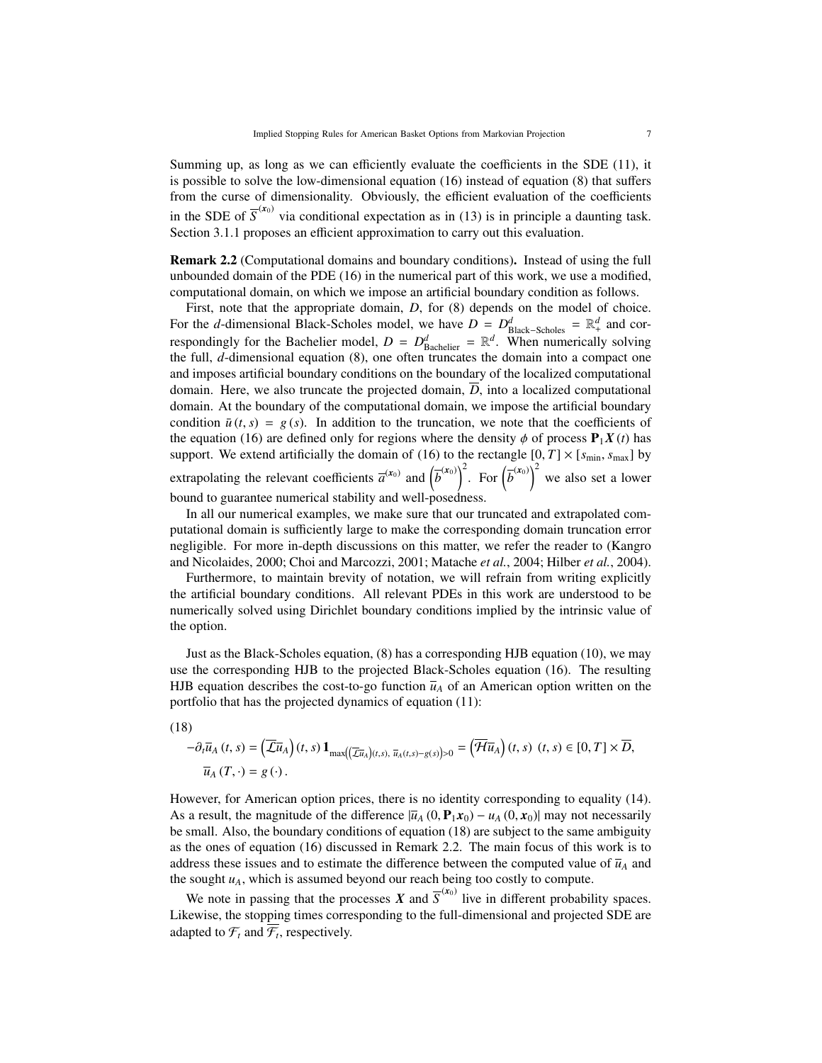Summing up, as long as we can efficiently evaluate the coefficients in the SDE (11), it is possible to solve the low-dimensional equation (16) instead of equation (8) that suffers from the curse of dimensionality. Obviously, the efficient evaluation of the coefficients in the SDE of $\overline{S}^{(\boldsymbol{x}_0)}$ via conditional expectation as in (13) is in principle a daunting task. Section 3.1.1 proposes an efficient approximation to carry out this evaluation.

**Remark 2.2** (Computational domains and boundary conditions)**.** Instead of using the full unbounded domain of the PDE (16) in the numerical part of this work, we use a modified, computational domain, on which we impose an artificial boundary condition as follows.

First, note that the appropriate domain, $D$, for (8) depends on the model of choice. For the $d$-dimensional Black-Scholes model, we have $D = D^d_{\text{Black-Scholes}} = \mathbb{R}^d_+$ and correspondingly for the Bachelier model, $D = D^d_{\text{Bachelier}} = \mathbb{R}^d$. When numerically solving the full, $d$-dimensional equation (8), one often truncates the domain into a compact one and imposes artificial boundary conditions on the boundary of the localized computational domain. Here, we also truncate the projected domain, $\overline{D}$, into a localized computational domain. At the boundary of the computational domain, we impose the artificial boundary condition $\bar{u}(t,s) = g(s)$. In addition to the truncation, we note that the coefficients of the equation (16) are defined only for regions where the density $\phi$ of process $\mathbf{P}_1\boldsymbol{X}(t)$ has support. We extend artificially the domain of (16) to the rectangle $[0,T]\times[s_{\min}, s_{\max}]$ by extrapolating the relevant coefficients $\overline{a}^{(\boldsymbol{x}_0)}$ and $\left(\overline{b}^{(\boldsymbol{x}_0)}\right)^2$. For $\left(\overline{b}^{(\boldsymbol{x}_0)}\right)^2$ we also set a lower bound to guarantee numerical stability and well-posedness.

In all our numerical examples, we make sure that our truncated and extrapolated computational domain is sufficiently large to make the corresponding domain truncation error negligible. For more in-depth discussions on this matter, we refer the reader to (Kangro and Nicolaides, 2000; Choi and Marcozzi, 2001; Matache *et al.*, 2004; Hilber *et al.*, 2004).

Furthermore, to maintain brevity of notation, we will refrain from writing explicitly the artificial boundary conditions. All relevant PDEs in this work are understood to be numerically solved using Dirichlet boundary conditions implied by the intrinsic value of the option.

Just as the Black-Scholes equation, (8) has a corresponding HJB equation (10), we may use the corresponding HJB to the projected Black-Scholes equation (16). The resulting HJB equation describes the cost-to-go function $\overline{u}_A$ of an American option written on the portfolio that has the projected dynamics of equation (11):

(18)
$$
\begin{aligned}
-\partial_t \overline{u}_A(t,s) &= \left(\overline{\mathcal{L}}\overline{u}_A\right)(t,s)\,\mathbf{1}_{\max\left(\left(\overline{\mathcal{L}}\overline{u}_A\right)(t,s),\ \overline{u}_A(t,s)-g(s)\right)>0} = \left(\overline{\mathcal{H}}\overline{u}_A\right)(t,s)\ \ (t,s)\in[0,T]\times\overline{D},\\
\overline{u}_A(T,\cdot) &= g(\cdot).
\end{aligned}
$$

However, for American option prices, there is no identity corresponding to equality (14). As a result, the magnitude of the difference $|\overline{u}_A(0,\mathbf{P}_1\boldsymbol{x}_0) - u_A(0,\boldsymbol{x}_0)|$ may not necessarily be small. Also, the boundary conditions of equation (18) are subject to the same ambiguity as the ones of equation (16) discussed in Remark 2.2. The main focus of this work is to address these issues and to estimate the difference between the computed value of $\overline{u}_A$ and the sought $u_A$, which is assumed beyond our reach being too costly to compute.

We note in passing that the processes $\boldsymbol{X}$ and $\overline{S}^{(\boldsymbol{x}_0)}$ live in different probability spaces. Likewise, the stopping times corresponding to the full-dimensional and projected SDE are adapted to $\mathcal{F}_t$ and $\overline{\mathcal{F}}_t$, respectively.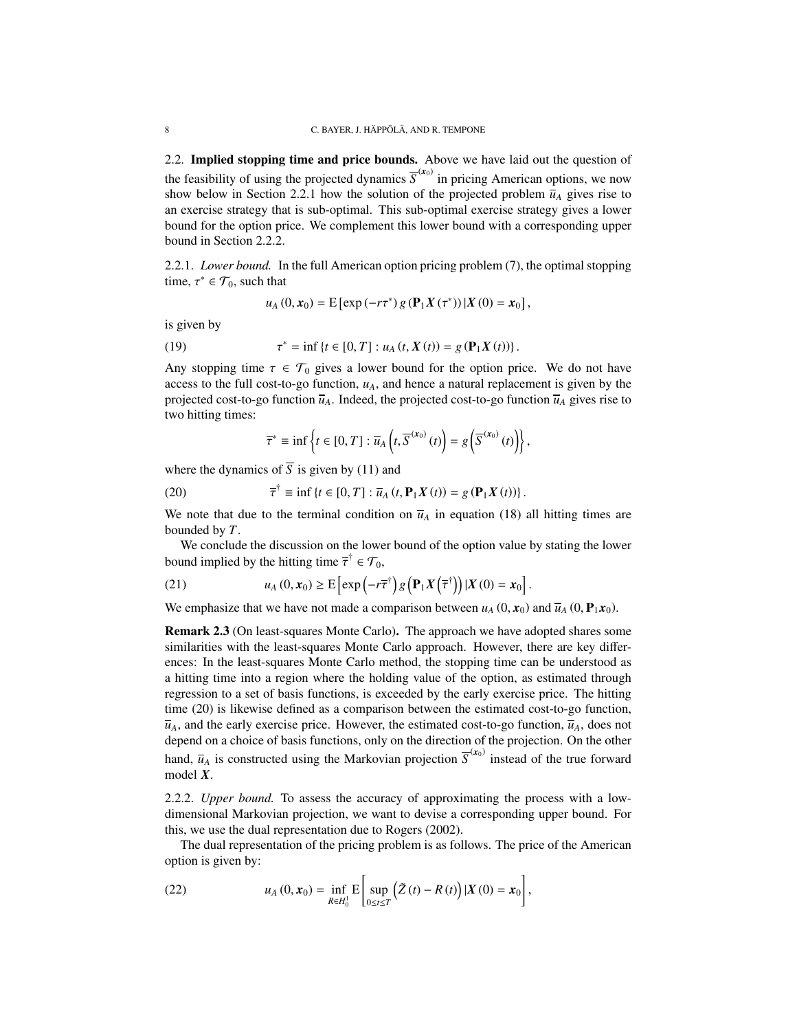## 2.2. Implied stopping time and price bounds.

Above we have laid out the question of the feasibility of using the projected dynamics $\overline{S}^{(\boldsymbol{x}_0)}$ in pricing American options, we now show below in Section 2.2.1 how the solution of the projected problem $\overline{u}_A$ gives rise to an exercise strategy that is sub-optimal. This sub-optimal exercise strategy gives a lower bound for the option price. We complement this lower bound with a corresponding upper bound in Section 2.2.2.

### 2.2.1. *Lower bound.*

In the full American option pricing problem (7), the optimal stopping time, $\tau^* \in \mathcal{T}_0$, such that

$$u_A(0, \boldsymbol{x}_0) = \mathrm{E}\left[\exp(-r\tau^*) \, g(\mathbf{P}_1 \boldsymbol{X}(\tau^*)) \, | \boldsymbol{X}(0) = \boldsymbol{x}_0\right],$$

is given by

$$\tau^* = \inf\{t \in [0, T] : u_A(t, \boldsymbol{X}(t)) = g(\mathbf{P}_1 \boldsymbol{X}(t))\}. \tag{19}$$

Any stopping time $\tau \in \mathcal{T}_0$ gives a lower bound for the option price. We do not have access to the full cost-to-go function, $u_A$, and hence a natural replacement is given by the projected cost-to-go function $\overline{u}_A$. Indeed, the projected cost-to-go function $\overline{u}_A$ gives rise to two hitting times:

$$\overline{\tau}^* \equiv \inf\left\{t \in [0, T] : \overline{u}_A\left(t, \overline{S}^{(\boldsymbol{x}_0)}(t)\right) = g\left(\overline{S}^{(\boldsymbol{x}_0)}(t)\right)\right\},$$

where the dynamics of $\overline{S}$ is given by (11) and

$$\overline{\tau}^\dagger \equiv \inf\{t \in [0, T] : \overline{u}_A(t, \mathbf{P}_1 \boldsymbol{X}(t)) = g(\mathbf{P}_1 \boldsymbol{X}(t))\}. \tag{20}$$

We note that due to the terminal condition on $\overline{u}_A$ in equation (18) all hitting times are bounded by $T$.

We conclude the discussion on the lower bound of the option value by stating the lower bound implied by the hitting time $\overline{\tau}^\dagger \in \mathcal{T}_0$,

$$u_A(0, \boldsymbol{x}_0) \geq \mathrm{E}\left[\exp\left(-r\overline{\tau}^\dagger\right) g\left(\mathbf{P}_1 \boldsymbol{X}\left(\overline{\tau}^\dagger\right)\right) | \boldsymbol{X}(0) = \boldsymbol{x}_0\right]. \tag{21}$$

We emphasize that we have not made a comparison between $u_A(0, \boldsymbol{x}_0)$ and $\overline{u}_A(0, \mathbf{P}_1 \boldsymbol{x}_0)$.

**Remark 2.3** (On least-squares Monte Carlo)**.** The approach we have adopted shares some similarities with the least-squares Monte Carlo approach. However, there are key differences: In the least-squares Monte Carlo method, the stopping time can be understood as a hitting time into a region where the holding value of the option, as estimated through regression to a set of basis functions, is exceeded by the early exercise price. The hitting time (20) is likewise defined as a comparison between the estimated cost-to-go function, $\overline{u}_A$, and the early exercise price. However, the estimated cost-to-go function, $\overline{u}_A$, does not depend on a choice of basis functions, only on the direction of the projection. On the other hand, $\overline{u}_A$ is constructed using the Markovian projection $\overline{S}^{(\boldsymbol{x}_0)}$ instead of the true forward model $\boldsymbol{X}$.

### 2.2.2. *Upper bound.*

To assess the accuracy of approximating the process with a low-dimensional Markovian projection, we want to devise a corresponding upper bound. For this, we use the dual representation due to Rogers (2002).

The dual representation of the pricing problem is as follows. The price of the American option is given by:

$$u_A(0, \boldsymbol{x}_0) = \inf_{R \in H_0^1} \mathrm{E}\left[\sup_{0 \leq t \leq T} \left(\tilde{Z}(t) - R(t)\right) | \boldsymbol{X}(0) = \boldsymbol{x}_0\right], \tag{22}$$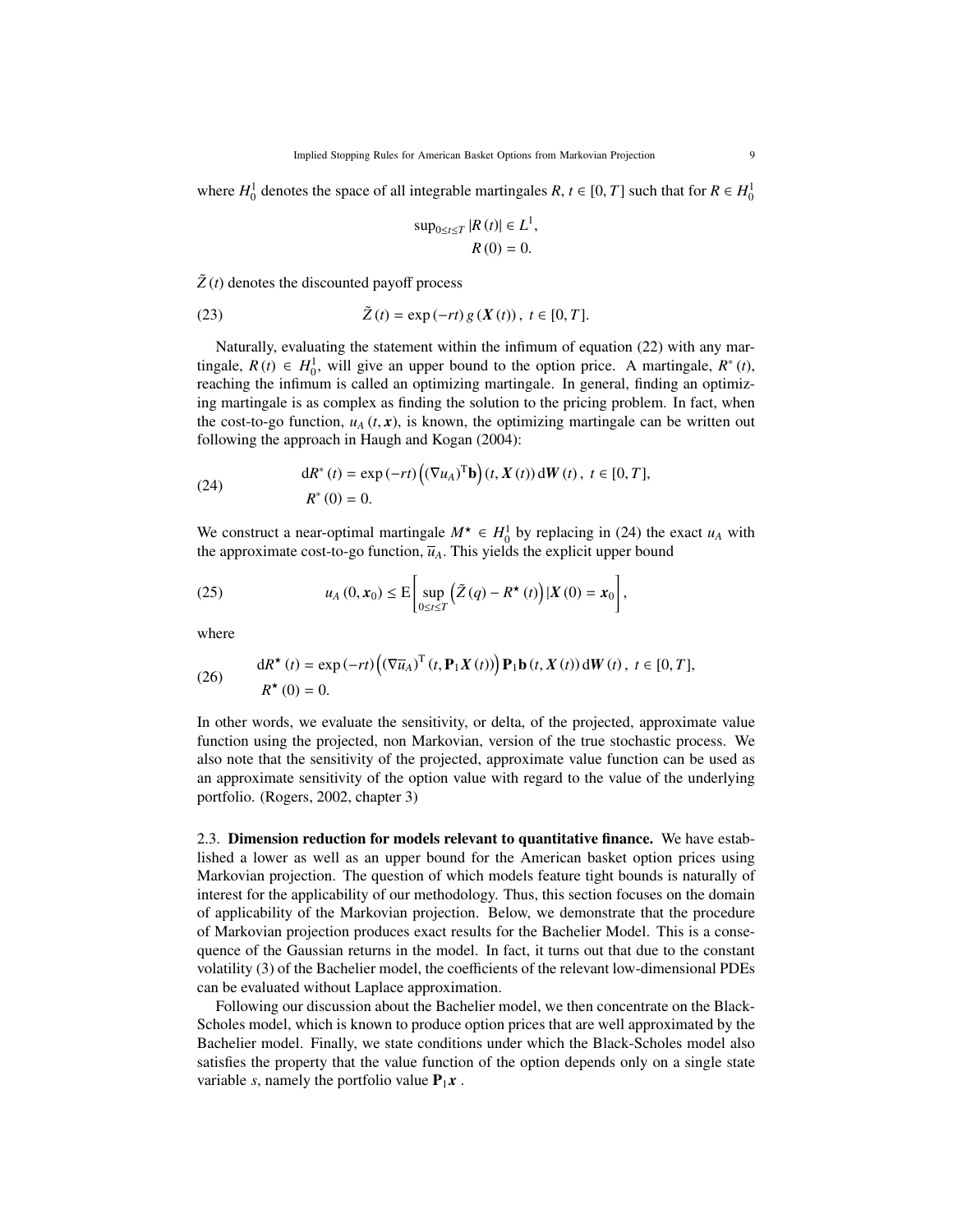where $H_0^1$ denotes the space of all integrable martingales $R$, $t \in [0, T]$ such that for $R \in H_0^1$

$$\sup_{0\le t\le T} |R(t)| \in L^1,$$
$$R(0) = 0.$$

$\tilde{Z}(t)$ denotes the discounted payoff process

$$\tilde{Z}(t) = \exp(-rt)\, g(\boldsymbol{X}(t)),\ t \in [0, T]. \tag{23}$$

Naturally, evaluating the statement within the infimum of equation (22) with any martingale, $R(t) \in H_0^1$, will give an upper bound to the option price. A martingale, $R^*(t)$, reaching the infimum is called an optimizing martingale. In general, finding an optimizing martingale is as complex as finding the solution to the pricing problem. In fact, when the cost-to-go function, $u_A(t, \boldsymbol{x})$, is known, the optimizing martingale can be written out following the approach in Haugh and Kogan (2004):

$$\begin{aligned} \mathrm{d}R^*(t) &= \exp(-rt)\Big((\nabla u_A)^{\mathrm{T}}\mathbf{b}\Big)(t, \boldsymbol{X}(t))\,\mathrm{d}\boldsymbol{W}(t),\ t \in [0, T], \\ R^*(0) &= 0. \end{aligned} \tag{24}$$

We construct a near-optimal martingale $M^\star \in H_0^1$ by replacing in (24) the exact $u_A$ with the approximate cost-to-go function, $\overline{u}_A$. This yields the explicit upper bound

$$u_A(0, \boldsymbol{x}_0) \le \mathrm{E}\left[\sup_{0\le t\le T}\left(\tilde{Z}(q) - R^\star(t)\right)|\boldsymbol{X}(0) = \boldsymbol{x}_0\right], \tag{25}$$

where

$$\begin{aligned} \mathrm{d}R^\star(t) &= \exp(-rt)\Big((\nabla \overline{u}_A)^{\mathrm{T}}(t, \mathbf{P}_1\boldsymbol{X}(t))\Big)\mathbf{P}_1\mathbf{b}(t, \boldsymbol{X}(t))\,\mathrm{d}\boldsymbol{W}(t),\ t \in [0, T], \\ R^\star(0) &= 0. \end{aligned} \tag{26}$$

In other words, we evaluate the sensitivity, or delta, of the projected, approximate value function using the projected, non Markovian, version of the true stochastic process. We also note that the sensitivity of the projected, approximate value function can be used as an approximate sensitivity of the option value with regard to the value of the underlying portfolio. (Rogers, 2002, chapter 3)

2.3. **Dimension reduction for models relevant to quantitative finance.** We have established a lower as well as an upper bound for the American basket option prices using Markovian projection. The question of which models feature tight bounds is naturally of interest for the applicability of our methodology. Thus, this section focuses on the domain of applicability of the Markovian projection. Below, we demonstrate that the procedure of Markovian projection produces exact results for the Bachelier Model. This is a consequence of the Gaussian returns in the model. In fact, it turns out that due to the constant volatility (3) of the Bachelier model, the coefficients of the relevant low-dimensional PDEs can be evaluated without Laplace approximation.

Following our discussion about the Bachelier model, we then concentrate on the Black-Scholes model, which is known to produce option prices that are well approximated by the Bachelier model. Finally, we state conditions under which the Black-Scholes model also satisfies the property that the value function of the option depends only on a single state variable $s$, namely the portfolio value $\mathbf{P}_1\boldsymbol{x}$ .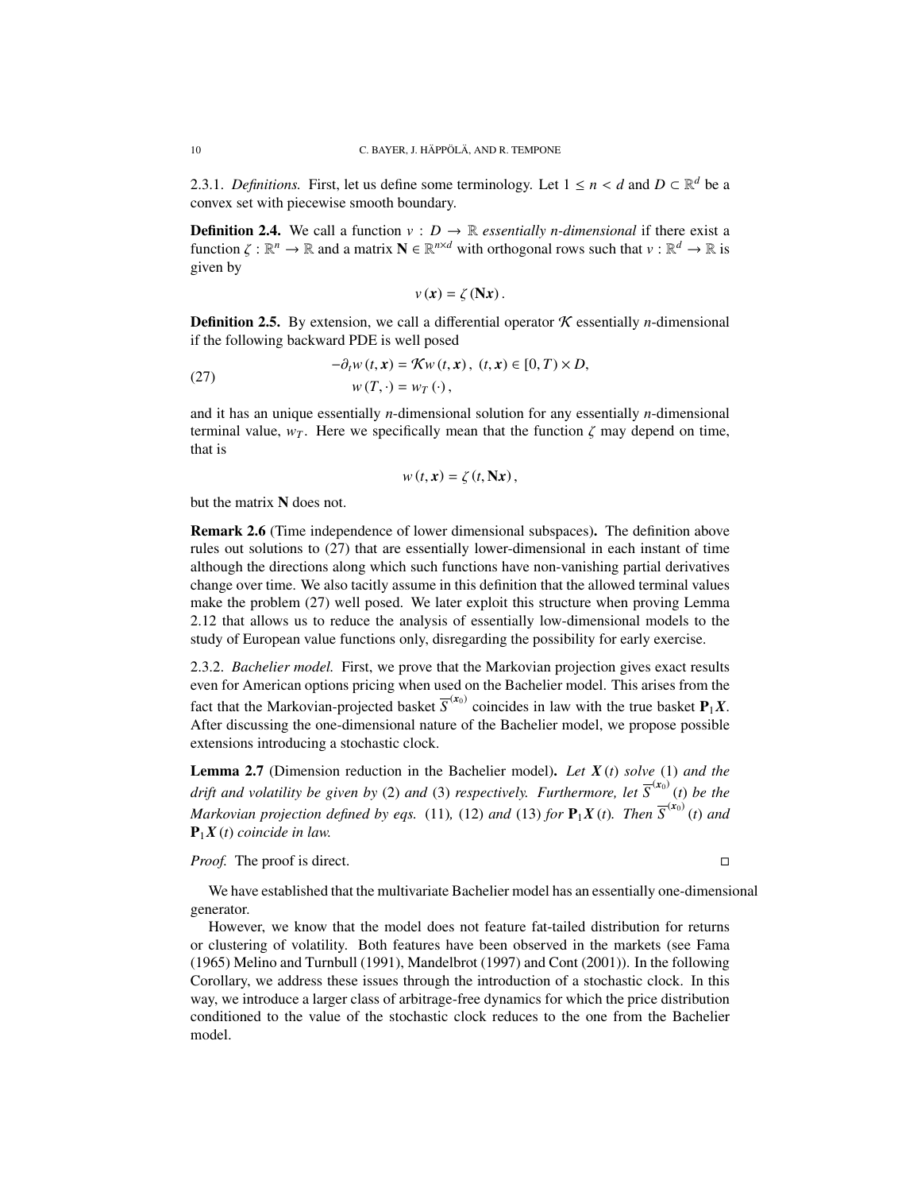2.3.1. *Definitions.* First, let us define some terminology. Let $1 \leq n < d$ and $D \subset \mathbb{R}^d$ be a convex set with piecewise smooth boundary.

**Definition 2.4.** We call a function $v : D \to \mathbb{R}$ *essentially n-dimensional* if there exist a function $\zeta : \mathbb{R}^n \to \mathbb{R}$ and a matrix $\mathbf{N} \in \mathbb{R}^{n \times d}$ with orthogonal rows such that $v : \mathbb{R}^d \to \mathbb{R}$ is given by

$$v(\boldsymbol{x}) = \zeta(\mathbf{N}\boldsymbol{x}).$$

**Definition 2.5.** By extension, we call a differential operator $\mathcal{K}$ essentially $n$-dimensional if the following backward PDE is well posed

$$\begin{aligned} -\partial_t w(t, \boldsymbol{x}) &= \mathcal{K} w(t, \boldsymbol{x}), \ (t, \boldsymbol{x}) \in [0, T) \times D, \\ w(T, \cdot) &= w_T(\cdot), \end{aligned} \tag{27}$$

and it has an unique essentially $n$-dimensional solution for any essentially $n$-dimensional terminal value, $w_T$. Here we specifically mean that the function $\zeta$ may depend on time, that is

$$w(t, \boldsymbol{x}) = \zeta(t, \mathbf{N}\boldsymbol{x}),$$

but the matrix $\mathbf{N}$ does not.

**Remark 2.6** (Time independence of lower dimensional subspaces)**.** The definition above rules out solutions to (27) that are essentially lower-dimensional in each instant of time although the directions along which such functions have non-vanishing partial derivatives change over time. We also tacitly assume in this definition that the allowed terminal values make the problem (27) well posed. We later exploit this structure when proving Lemma 2.12 that allows us to reduce the analysis of essentially low-dimensional models to the study of European value functions only, disregarding the possibility for early exercise.

2.3.2. *Bachelier model.* First, we prove that the Markovian projection gives exact results even for American options pricing when used on the Bachelier model. This arises from the fact that the Markovian-projected basket $\overline{S}^{(\boldsymbol{x}_0)}$ coincides in law with the true basket $\mathbf{P}_1 \boldsymbol{X}$. After discussing the one-dimensional nature of the Bachelier model, we propose possible extensions introducing a stochastic clock.

**Lemma 2.7** (Dimension reduction in the Bachelier model)**.** *Let $\boldsymbol{X}(t)$ solve* (1) *and the drift and volatility be given by* (2) *and* (3) *respectively. Furthermore, let $\overline{S}^{(\boldsymbol{x}_0)}(t)$ be the Markovian projection defined by eqs.* (11)*,* (12) *and* (13) *for $\mathbf{P}_1 \boldsymbol{X}(t)$. Then $\overline{S}^{(\boldsymbol{x}_0)}(t)$ and $\mathbf{P}_1 \boldsymbol{X}(t)$ coincide in law.*

*Proof.* The proof is direct. □

We have established that the multivariate Bachelier model has an essentially one-dimensional generator.

However, we know that the model does not feature fat-tailed distribution for returns or clustering of volatility. Both features have been observed in the markets (see Fama (1965) Melino and Turnbull (1991), Mandelbrot (1997) and Cont (2001)). In the following Corollary, we address these issues through the introduction of a stochastic clock. In this way, we introduce a larger class of arbitrage-free dynamics for which the price distribution conditioned to the value of the stochastic clock reduces to the one from the Bachelier model.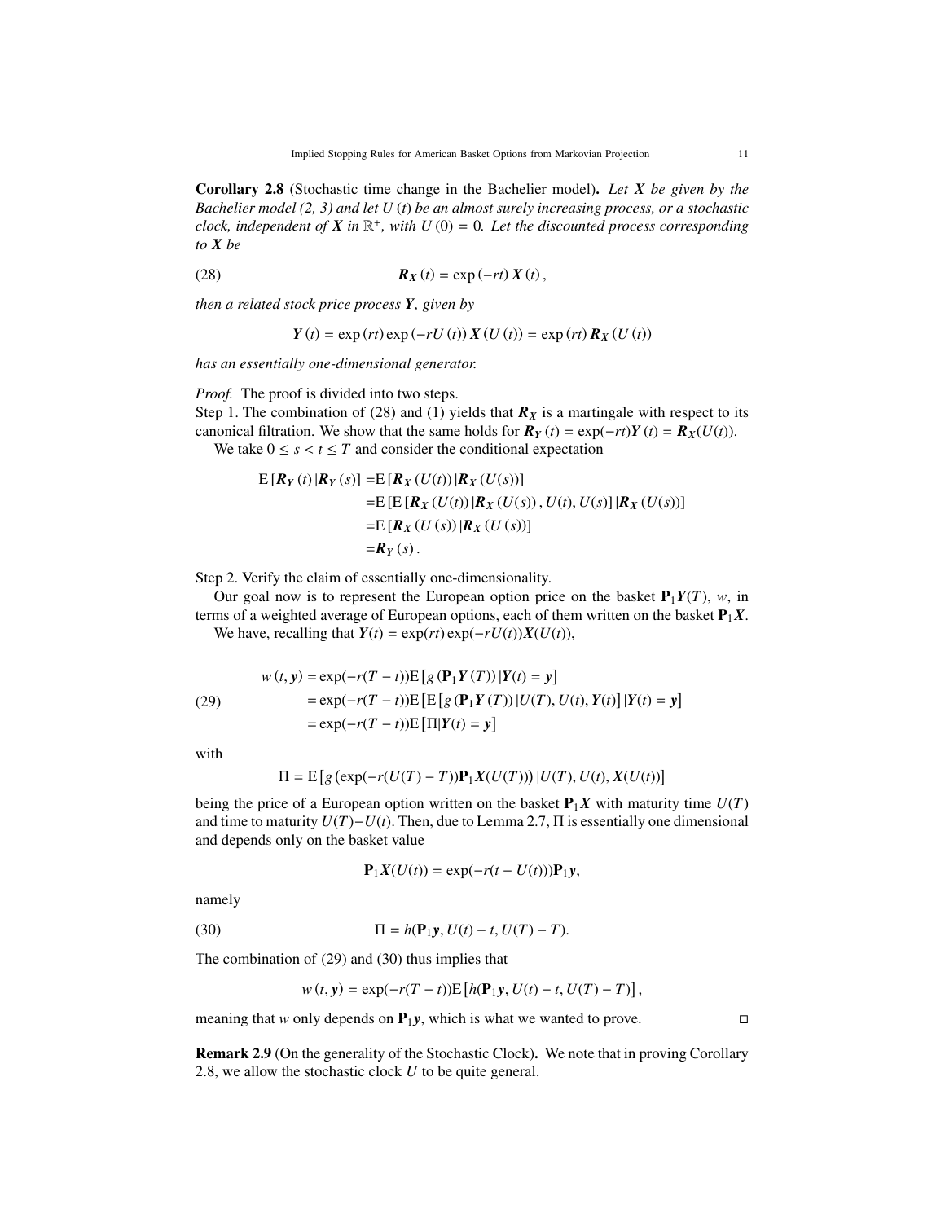**Corollary 2.8** (Stochastic time change in the Bachelier model)**.** *Let $\boldsymbol{X}$ be given by the Bachelier model (2, 3) and let $U(t)$ be an almost surely increasing process, or a stochastic clock, independent of $\boldsymbol{X}$ in $\mathbb{R}^+$, with $U(0) = 0$. Let the discounted process corresponding to $\boldsymbol{X}$ be*

$$\boldsymbol{R}_{\boldsymbol{X}}(t) = \exp(-rt)\,\boldsymbol{X}(t), \tag{28}$$

*then a related stock price process $\boldsymbol{Y}$, given by*

$$\boldsymbol{Y}(t) = \exp(rt)\exp(-rU(t))\,\boldsymbol{X}(U(t)) = \exp(rt)\,\boldsymbol{R}_{\boldsymbol{X}}(U(t))$$

*has an essentially one-dimensional generator.*

*Proof.* The proof is divided into two steps.
Step 1. The combination of (28) and (1) yields that $\boldsymbol{R}_{\boldsymbol{X}}$ is a martingale with respect to its canonical filtration. We show that the same holds for $\boldsymbol{R}_{\boldsymbol{Y}}(t) = \exp(-rt)\boldsymbol{Y}(t) = \boldsymbol{R}_{\boldsymbol{X}}(U(t))$.

We take $0 \leq s < t \leq T$ and consider the conditional expectation

$$\begin{aligned}
\mathrm{E}\left[\boldsymbol{R}_{\boldsymbol{Y}}(t)\,|\boldsymbol{R}_{\boldsymbol{Y}}(s)\right] =&\mathrm{E}\left[\boldsymbol{R}_{\boldsymbol{X}}(U(t))\,|\boldsymbol{R}_{\boldsymbol{X}}(U(s))\right] \\
=&\mathrm{E}\left[\mathrm{E}\left[\boldsymbol{R}_{\boldsymbol{X}}(U(t))\,|\boldsymbol{R}_{\boldsymbol{X}}(U(s))\,, U(t), U(s)\right]|\boldsymbol{R}_{\boldsymbol{X}}(U(s))\right] \\
=&\mathrm{E}\left[\boldsymbol{R}_{\boldsymbol{X}}(U(s))\,|\boldsymbol{R}_{\boldsymbol{X}}(U(s))\right] \\
=&\boldsymbol{R}_{\boldsymbol{Y}}(s)\,.
\end{aligned}$$

Step 2. Verify the claim of essentially one-dimensionality.

Our goal now is to represent the European option price on the basket $\mathbf{P}_1\boldsymbol{Y}(T)$, $w$, in terms of a weighted average of European options, each of them written on the basket $\mathbf{P}_1\boldsymbol{X}$.

We have, recalling that $\boldsymbol{Y}(t) = \exp(rt)\exp(-rU(t))\boldsymbol{X}(U(t))$,

$$\begin{aligned}
w(t,\boldsymbol{y}) &= \exp(-r(T-t))\mathrm{E}\left[g\left(\mathbf{P}_1\boldsymbol{Y}(T)\right)|\boldsymbol{Y}(t) = \boldsymbol{y}\right] \\
&= \exp(-r(T-t))\mathrm{E}\left[\mathrm{E}\left[g\left(\mathbf{P}_1\boldsymbol{Y}(T)\right)|U(T), U(t), \boldsymbol{Y}(t)\right]|\boldsymbol{Y}(t) = \boldsymbol{y}\right] \\
&= \exp(-r(T-t))\mathrm{E}\left[\Pi|\boldsymbol{Y}(t) = \boldsymbol{y}\right]
\end{aligned} \tag{29}$$

with

$$\Pi = \mathrm{E}\left[g\left(\exp(-r(U(T)-T))\mathbf{P}_1\boldsymbol{X}(U(T))\right)|U(T), U(t), \boldsymbol{X}(U(t))\right]$$

being the price of a European option written on the basket $\mathbf{P}_1\boldsymbol{X}$ with maturity time $U(T)$ and time to maturity $U(T)-U(t)$. Then, due to Lemma 2.7, $\Pi$ is essentially one dimensional and depends only on the basket value

$$\mathbf{P}_1\boldsymbol{X}(U(t)) = \exp(-r(t-U(t)))\mathbf{P}_1\boldsymbol{y},$$

namely

$$\Pi = h(\mathbf{P}_1\boldsymbol{y}, U(t)-t, U(T)-T). \tag{30}$$

The combination of (29) and (30) thus implies that

$$w(t,\boldsymbol{y}) = \exp(-r(T-t))\mathrm{E}\left[h(\mathbf{P}_1\boldsymbol{y}, U(t)-t, U(T)-T)\right],$$

meaning that $w$ only depends on $\mathbf{P}_1\boldsymbol{y}$, which is what we wanted to prove. □

**Remark 2.9** (On the generality of the Stochastic Clock)**.** We note that in proving Corollary 2.8, we allow the stochastic clock $U$ to be quite general.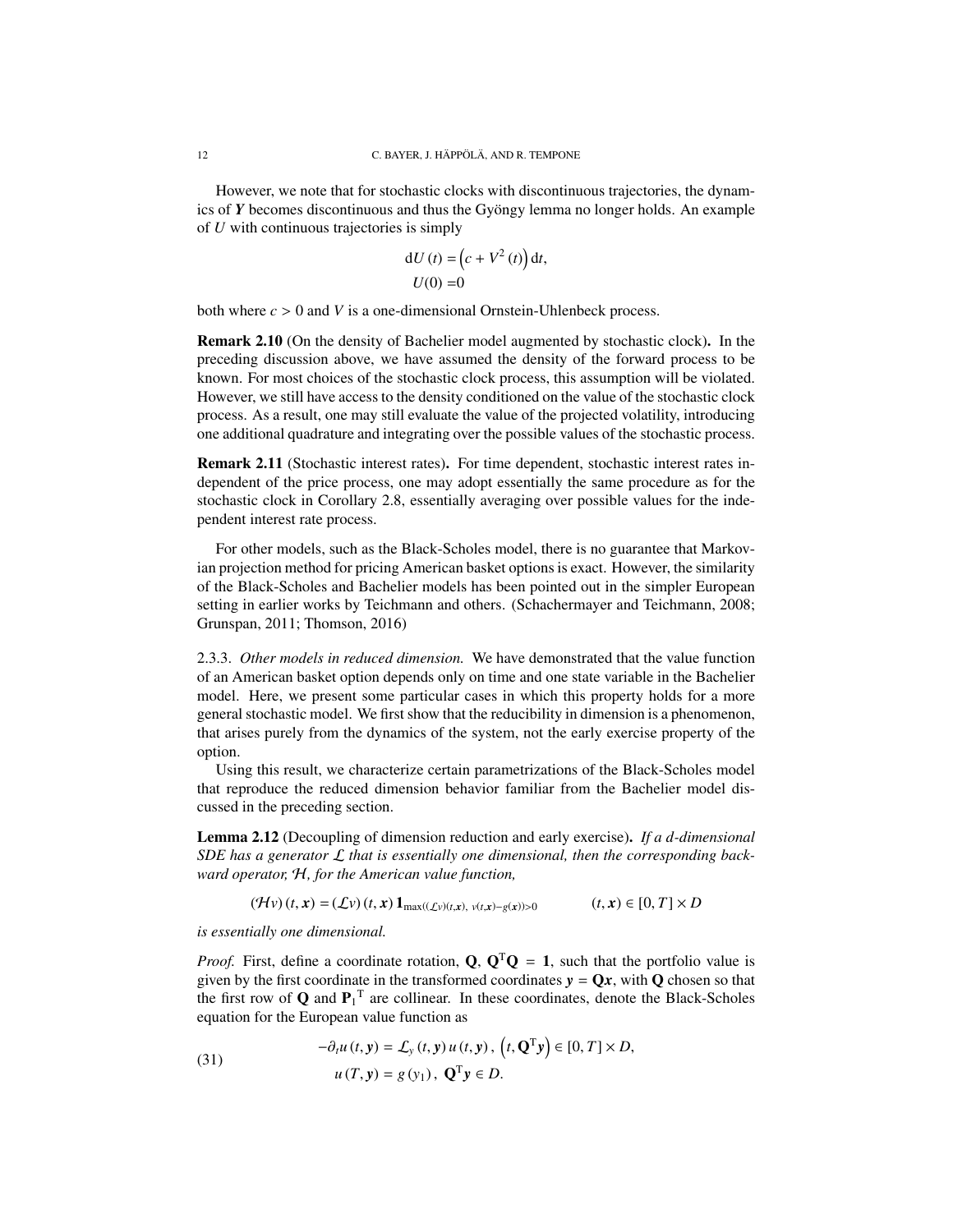However, we note that for stochastic clocks with discontinuous trajectories, the dynamics of $\boldsymbol{Y}$ becomes discontinuous and thus the Gyöngy lemma no longer holds. An example of $U$ with continuous trajectories is simply

$$
\begin{aligned}
\mathrm{d}U(t) &= \left(c + V^2(t)\right)\mathrm{d}t,\\
U(0) &= 0
\end{aligned}
$$

both where $c > 0$ and $V$ is a one-dimensional Ornstein-Uhlenbeck process.

**Remark 2.10** (On the density of Bachelier model augmented by stochastic clock)**.** In the preceding discussion above, we have assumed the density of the forward process to be known. For most choices of the stochastic clock process, this assumption will be violated. However, we still have access to the density conditioned on the value of the stochastic clock process. As a result, one may still evaluate the value of the projected volatility, introducing one additional quadrature and integrating over the possible values of the stochastic process.

**Remark 2.11** (Stochastic interest rates)**.** For time dependent, stochastic interest rates independent of the price process, one may adopt essentially the same procedure as for the stochastic clock in Corollary 2.8, essentially averaging over possible values for the independent interest rate process.

For other models, such as the Black-Scholes model, there is no guarantee that Markovian projection method for pricing American basket options is exact. However, the similarity of the Black-Scholes and Bachelier models has been pointed out in the simpler European setting in earlier works by Teichmann and others. (Schachermayer and Teichmann, 2008; Grunspan, 2011; Thomson, 2016)

2.3.3. *Other models in reduced dimension.* We have demonstrated that the value function of an American basket option depends only on time and one state variable in the Bachelier model. Here, we present some particular cases in which this property holds for a more general stochastic model. We first show that the reducibility in dimension is a phenomenon, that arises purely from the dynamics of the system, not the early exercise property of the option.

Using this result, we characterize certain parametrizations of the Black-Scholes model that reproduce the reduced dimension behavior familiar from the Bachelier model discussed in the preceding section.

**Lemma 2.12** (Decoupling of dimension reduction and early exercise)**.** *If a $d$-dimensional SDE has a generator $\mathcal{L}$ that is essentially one dimensional, then the corresponding backward operator, $\mathcal{H}$, for the American value function,*

$$
(\mathcal{H}v)(t,\boldsymbol{x}) = (\mathcal{L}v)(t,\boldsymbol{x})\,\mathbf{1}_{\max((\mathcal{L}v)(t,\boldsymbol{x}),\ v(t,\boldsymbol{x})-g(\boldsymbol{x}))>0} \qquad (t,\boldsymbol{x}) \in [0,T]\times D
$$

*is essentially one dimensional.*

*Proof.* First, define a coordinate rotation, $\mathbf{Q}$, $\mathbf{Q}^{\mathrm{T}}\mathbf{Q} = \mathbf{1}$, such that the portfolio value is given by the first coordinate in the transformed coordinates $\boldsymbol{y} = \mathbf{Q}\boldsymbol{x}$, with $\mathbf{Q}$ chosen so that the first row of $\mathbf{Q}$ and ${\mathbf{P}_1}^{\mathrm{T}}$ are collinear. In these coordinates, denote the Black-Scholes equation for the European value function as

$$
\begin{aligned}
-\partial_t u(t,\boldsymbol{y}) &= \mathcal{L}_y(t,\boldsymbol{y})\,u(t,\boldsymbol{y}), \ \left(t, \mathbf{Q}^{\mathrm{T}}\boldsymbol{y}\right) \in [0,T]\times D,\\
u(T,\boldsymbol{y}) &= g(y_1), \ \mathbf{Q}^{\mathrm{T}}\boldsymbol{y} \in D.
\end{aligned} \tag{31}
$$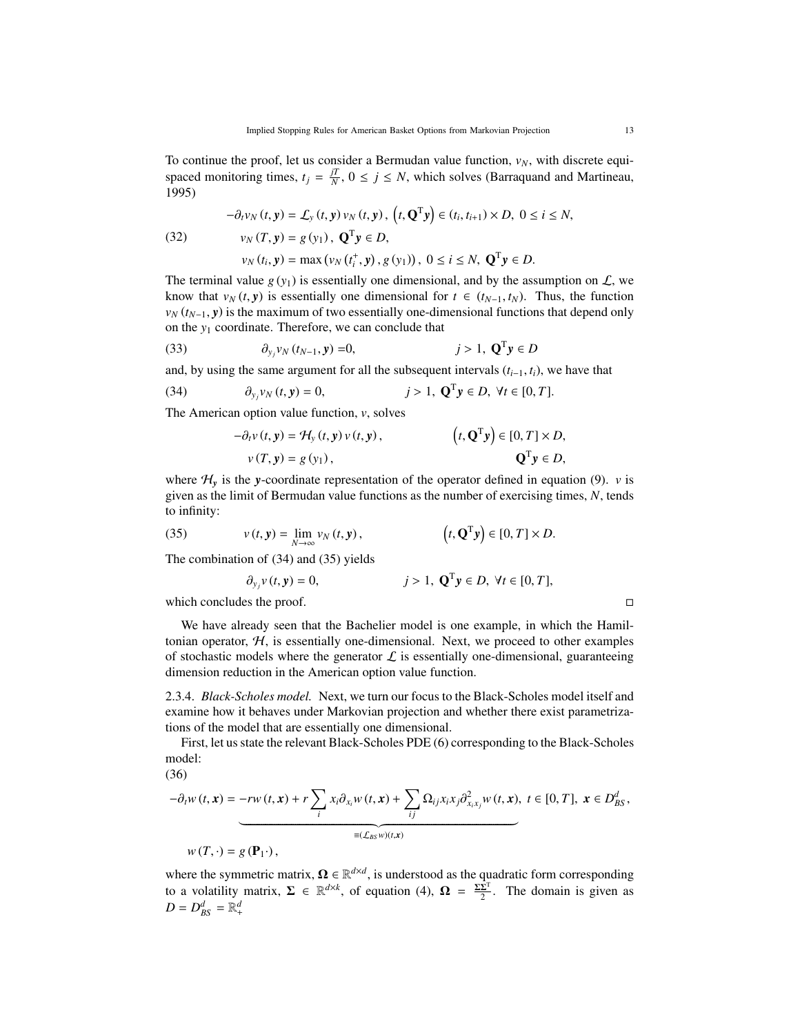To continue the proof, let us consider a Bermudan value function, $v_N$, with discrete equi-spaced monitoring times, $t_j = \frac{jT}{N}$, $0 \leq j \leq N$, which solves (Barraquand and Martineau, 1995)

$$
\begin{aligned}
-\partial_t v_N(t, \boldsymbol{y}) &= \mathcal{L}_y(t, \boldsymbol{y})\, v_N(t, \boldsymbol{y}), \ \left(t, \mathbf{Q}^{\mathrm{T}}\boldsymbol{y}\right) \in (t_i, t_{i+1}) \times D, \ 0 \leq i \leq N, \\
v_N(T, \boldsymbol{y}) &= g(y_1), \ \mathbf{Q}^{\mathrm{T}}\boldsymbol{y} \in D, \\
v_N(t_i, \boldsymbol{y}) &= \max\left(v_N\left(t_i^+, \boldsymbol{y}\right), g(y_1)\right), \ 0 \leq i \leq N, \ \mathbf{Q}^{\mathrm{T}}\boldsymbol{y} \in D.
\end{aligned} \tag{32}
$$

The terminal value $g(y_1)$ is essentially one dimensional, and by the assumption on $\mathcal{L}$, we know that $v_N(t, \boldsymbol{y})$ is essentially one dimensional for $t \in (t_{N-1}, t_N)$. Thus, the function $v_N(t_{N-1}, \boldsymbol{y})$ is the maximum of two essentially one-dimensional functions that depend only on the $y_1$ coordinate. Therefore, we can conclude that

$$
\partial_{y_j} v_N(t_{N-1}, \boldsymbol{y}) = 0, \qquad j > 1, \ \mathbf{Q}^{\mathrm{T}}\boldsymbol{y} \in D \tag{33}
$$

and, by using the same argument for all the subsequent intervals $(t_{i-1}, t_i)$, we have that

$$
\partial_{y_j} v_N(t, \boldsymbol{y}) = 0, \qquad j > 1, \ \mathbf{Q}^{\mathrm{T}}\boldsymbol{y} \in D, \ \forall t \in [0, T]. \tag{34}
$$

The American option value function, $v$, solves

$$
\begin{aligned}
-\partial_t v(t, \boldsymbol{y}) &= \mathcal{H}_y(t, \boldsymbol{y})\, v(t, \boldsymbol{y}), \qquad \left(t, \mathbf{Q}^{\mathrm{T}}\boldsymbol{y}\right) \in [0, T] \times D, \\
v(T, \boldsymbol{y}) &= g(y_1), \qquad \mathbf{Q}^{\mathrm{T}}\boldsymbol{y} \in D,
\end{aligned}
$$

where $\mathcal{H}_{\boldsymbol{y}}$ is the $\boldsymbol{y}$-coordinate representation of the operator defined in equation (9). $v$ is given as the limit of Bermudan value functions as the number of exercising times, $N$, tends to infinity:

$$
v(t, \boldsymbol{y}) = \lim_{N \to \infty} v_N(t, \boldsymbol{y}), \qquad \left(t, \mathbf{Q}^{\mathrm{T}}\boldsymbol{y}\right) \in [0, T] \times D. \tag{35}
$$

The combination of (34) and (35) yields

$$
\partial_{y_j} v(t, \boldsymbol{y}) = 0, \qquad j > 1, \ \mathbf{Q}^{\mathrm{T}}\boldsymbol{y} \in D, \ \forall t \in [0, T],
$$

which concludes the proof. □

We have already seen that the Bachelier model is one example, in which the Hamiltonian operator, $\mathcal{H}$, is essentially one-dimensional. Next, we proceed to other examples of stochastic models where the generator $\mathcal{L}$ is essentially one-dimensional, guaranteeing dimension reduction in the American option value function.

2.3.4. *Black-Scholes model.* Next, we turn our focus to the Black-Scholes model itself and examine how it behaves under Markovian projection and whether there exist parametrizations of the model that are essentially one dimensional.

First, let us state the relevant Black-Scholes PDE (6) corresponding to the Black-Scholes model:

$$
\begin{aligned}
-\partial_t w(t, \boldsymbol{x}) &= \underbrace{-rw(t, \boldsymbol{x}) + r\sum_i x_i \partial_{x_i} w(t, \boldsymbol{x}) + \sum_{ij} \Omega_{ij} x_i x_j \partial^2_{x_i x_j} w(t, \boldsymbol{x})}_{\equiv(\mathcal{L}_{BS} w)(t, \boldsymbol{x})}, \ t \in [0, T], \ \boldsymbol{x} \in D^d_{BS}, \\
w(T, \cdot) &= g(\mathbf{P}_1 \cdot),
\end{aligned} \tag{36}
$$

where the symmetric matrix, $\mathbf{\Omega} \in \mathbb{R}^{d \times d}$, is understood as the quadratic form corresponding to a volatility matrix, $\mathbf{\Sigma} \in \mathbb{R}^{d \times k}$, of equation (4), $\mathbf{\Omega} = \frac{\mathbf{\Sigma}\mathbf{\Sigma}^{\mathrm{T}}}{2}$. The domain is given as $D = D^d_{BS} = \mathbb{R}^d_+$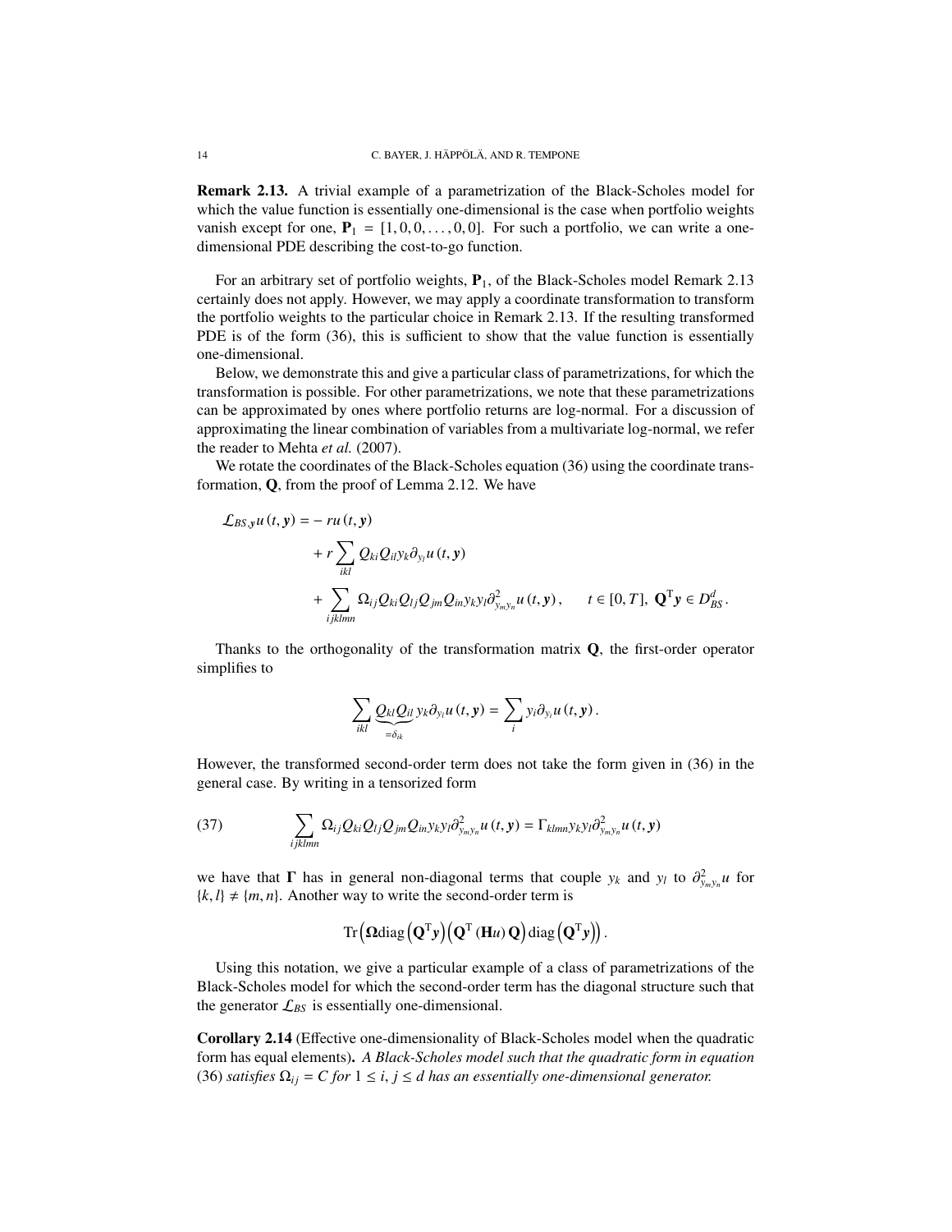**Remark 2.13.** A trivial example of a parametrization of the Black-Scholes model for which the value function is essentially one-dimensional is the case when portfolio weights vanish except for one, $\mathbf{P}_1 = [1, 0, 0, \ldots, 0, 0]$. For such a portfolio, we can write a one-dimensional PDE describing the cost-to-go function.

For an arbitrary set of portfolio weights, $\mathbf{P}_1$, of the Black-Scholes model Remark 2.13 certainly does not apply. However, we may apply a coordinate transformation to transform the portfolio weights to the particular choice in Remark 2.13. If the resulting transformed PDE is of the form (36), this is sufficient to show that the value function is essentially one-dimensional.

Below, we demonstrate this and give a particular class of parametrizations, for which the transformation is possible. For other parametrizations, we note that these parametrizations can be approximated by ones where portfolio returns are log-normal. For a discussion of approximating the linear combination of variables from a multivariate log-normal, we refer the reader to Mehta *et al.* (2007).

We rotate the coordinates of the Black-Scholes equation (36) using the coordinate transformation, $\mathbf{Q}$, from the proof of Lemma 2.12. We have

$$
\begin{aligned}
\mathcal{L}_{BS,\boldsymbol{y}} u(t, \boldsymbol{y}) = &- r u(t, \boldsymbol{y}) \\
&+ r \sum_{ikl} Q_{ki} Q_{il} y_k \partial_{y_l} u(t, \boldsymbol{y}) \\
&+ \sum_{ijklmn} \Omega_{ij} Q_{ki} Q_{lj} Q_{jm} Q_{in} y_k y_l \partial^2_{y_m y_n} u(t, \boldsymbol{y}), \qquad t \in [0, T],\ \mathbf{Q}^{\mathrm{T}} \boldsymbol{y} \in D^d_{BS}.
\end{aligned}
$$

Thanks to the orthogonality of the transformation matrix $\mathbf{Q}$, the first-order operator simplifies to

$$
\sum_{ikl} \underbrace{Q_{kl} Q_{il}}_{=\delta_{ik}} y_k \partial_{y_l} u(t, \boldsymbol{y}) = \sum_i y_i \partial_{y_i} u(t, \boldsymbol{y}).
$$

However, the transformed second-order term does not take the form given in (36) in the general case. By writing in a tensorized form

$$
\sum_{ijklmn} \Omega_{ij} Q_{ki} Q_{lj} Q_{jm} Q_{in} y_k y_l \partial^2_{y_m y_n} u(t, \boldsymbol{y}) = \Gamma_{klmn} y_k y_l \partial^2_{y_m y_n} u(t, \boldsymbol{y}) \tag{37}
$$

we have that $\boldsymbol{\Gamma}$ has in general non-diagonal terms that couple $y_k$ and $y_l$ to $\partial^2_{y_m y_n} u$ for $\{k, l\} \neq \{m, n\}$. Another way to write the second-order term is

$$
\operatorname{Tr}\Big(\boldsymbol{\Omega} \operatorname{diag}\Big(\mathbf{Q}^{\mathrm{T}} \boldsymbol{y}\Big)\Big(\mathbf{Q}^{\mathrm{T}} (\mathbf{H} u)\, \mathbf{Q}\Big) \operatorname{diag}\Big(\mathbf{Q}^{\mathrm{T}} \boldsymbol{y}\Big)\Big).
$$

Using this notation, we give a particular example of a class of parametrizations of the Black-Scholes model for which the second-order term has the diagonal structure such that the generator $\mathcal{L}_{BS}$ is essentially one-dimensional.

**Corollary 2.14** (Effective one-dimensionality of Black-Scholes model when the quadratic form has equal elements)**.** *A Black-Scholes model such that the quadratic form in equation* (36) *satisfies* $\Omega_{ij} = C$ *for* $1 \leq i, j \leq d$ *has an essentially one-dimensional generator.*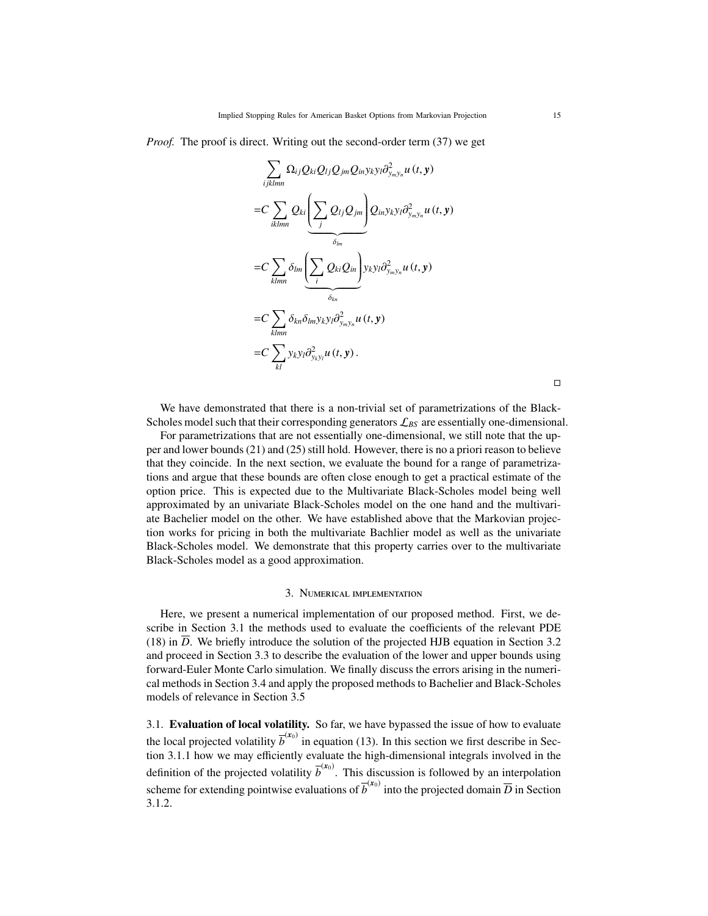*Proof.* The proof is direct. Writing out the second-order term (37) we get

$$
\begin{aligned}
&\sum_{ijklmn} \Omega_{ij} Q_{ki} Q_{lj} Q_{jm} Q_{in} y_k y_l \partial^2_{y_m y_n} u(t, \boldsymbol{y}) \\
=& C \sum_{iklmn} Q_{ki} \underbrace{\left( \sum_j Q_{lj} Q_{jm} \right)}_{\delta_{lm}} Q_{in} y_k y_l \partial^2_{y_m y_n} u(t, \boldsymbol{y}) \\
=& C \sum_{klmn} \delta_{lm} \underbrace{\left( \sum_i Q_{ki} Q_{in} \right)}_{\delta_{kn}} y_k y_l \partial^2_{y_m y_n} u(t, \boldsymbol{y}) \\
=& C \sum_{klmn} \delta_{kn} \delta_{lm} y_k y_l \partial^2_{y_m y_n} u(t, \boldsymbol{y}) \\
=& C \sum_{kl} y_k y_l \partial^2_{y_k y_l} u(t, \boldsymbol{y}) .
\end{aligned}
$$

□

We have demonstrated that there is a non-trivial set of parametrizations of the Black-Scholes model such that their corresponding generators $\mathcal{L}_{BS}$ are essentially one-dimensional.

For parametrizations that are not essentially one-dimensional, we still note that the upper and lower bounds (21) and (25) still hold. However, there is no a priori reason to believe that they coincide. In the next section, we evaluate the bound for a range of parametrizations and argue that these bounds are often close enough to get a practical estimate of the option price. This is expected due to the Multivariate Black-Scholes model being well approximated by an univariate Black-Scholes model on the one hand and the multivariate Bachelier model on the other. We have established above that the Markovian projection works for pricing in both the multivariate Bachlier model as well as the univariate Black-Scholes model. We demonstrate that this property carries over to the multivariate Black-Scholes model as a good approximation.

## 3. Numerical implementation

Here, we present a numerical implementation of our proposed method. First, we describe in Section 3.1 the methods used to evaluate the coefficients of the relevant PDE (18) in $\overline{D}$. We briefly introduce the solution of the projected HJB equation in Section 3.2 and proceed in Section 3.3 to describe the evaluation of the lower and upper bounds using forward-Euler Monte Carlo simulation. We finally discuss the errors arising in the numerical methods in Section 3.4 and apply the proposed methods to Bachelier and Black-Scholes models of relevance in Section 3.5

### 3.1. Evaluation of local volatility.

So far, we have bypassed the issue of how to evaluate the local projected volatility $\overline{b}^{(\boldsymbol{x}_0)}$ in equation (13). In this section we first describe in Section 3.1.1 how we may efficiently evaluate the high-dimensional integrals involved in the definition of the projected volatility $\overline{b}^{(\boldsymbol{x}_0)}$. This discussion is followed by an interpolation scheme for extending pointwise evaluations of $\overline{b}^{(\boldsymbol{x}_0)}$ into the projected domain $\overline{D}$ in Section 3.1.2.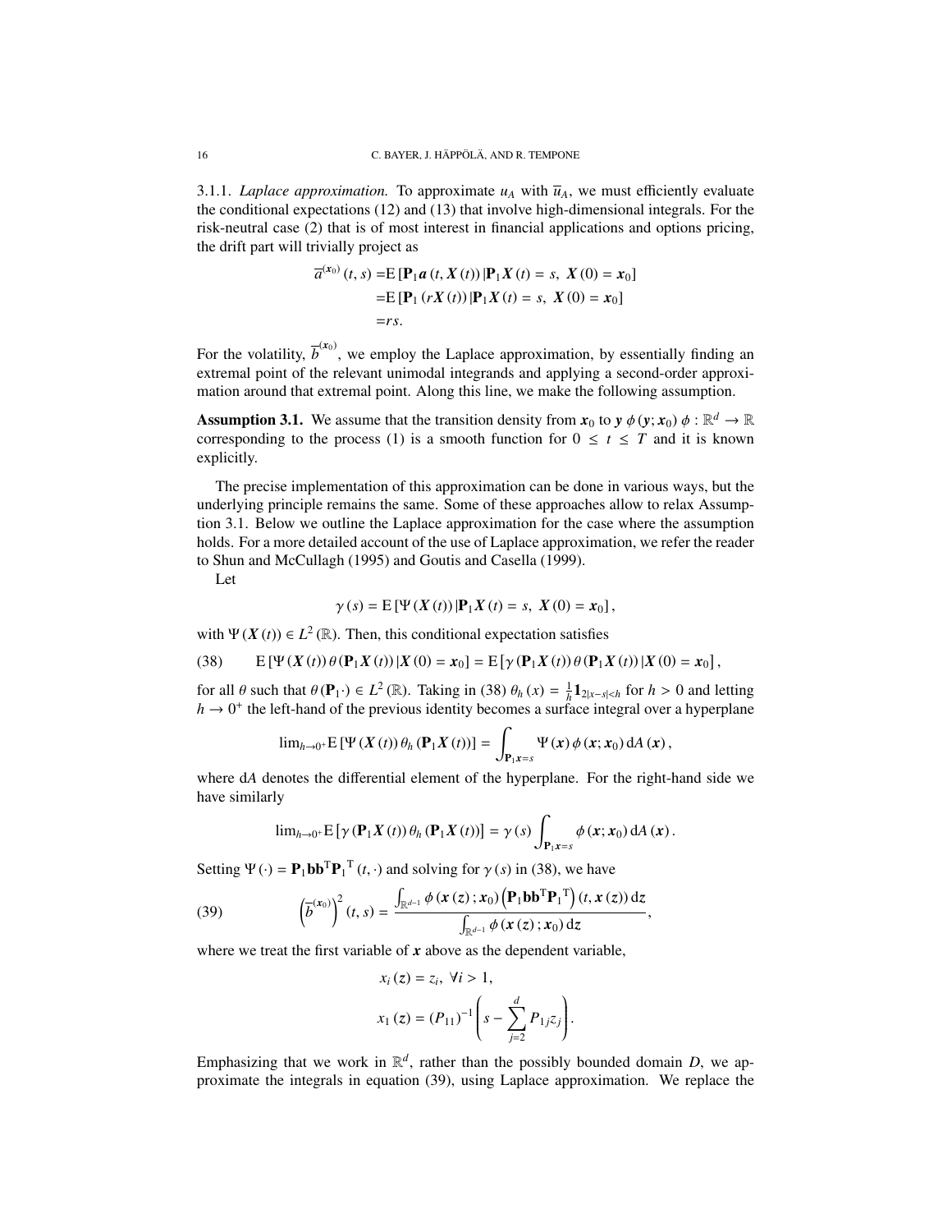3.1.1. *Laplace approximation.* To approximate $u_A$ with $\overline{u}_A$, we must efficiently evaluate the conditional expectations (12) and (13) that involve high-dimensional integrals. For the risk-neutral case (2) that is of most interest in financial applications and options pricing, the drift part will trivially project as

$$
\begin{aligned}
\overline{a}^{(\boldsymbol{x}_0)}(t,s) &= \mathrm{E}\left[\mathbf{P}_1 \boldsymbol{a}(t,\boldsymbol{X}(t))\,|\mathbf{P}_1\boldsymbol{X}(t)=s,\ \boldsymbol{X}(0)=\boldsymbol{x}_0\right] \\
&= \mathrm{E}\left[\mathbf{P}_1(r\boldsymbol{X}(t))\,|\mathbf{P}_1\boldsymbol{X}(t)=s,\ \boldsymbol{X}(0)=\boldsymbol{x}_0\right] \\
&= rs.
\end{aligned}
$$

For the volatility, $\overline{b}^{(\boldsymbol{x}_0)}$, we employ the Laplace approximation, by essentially finding an extremal point of the relevant unimodal integrands and applying a second-order approximation around that extremal point. Along this line, we make the following assumption.

**Assumption 3.1.** We assume that the transition density from $\boldsymbol{x}_0$ to $\boldsymbol{y}$ $\phi(\boldsymbol{y};\boldsymbol{x}_0)$ $\phi:\mathbb{R}^d\to\mathbb{R}$ corresponding to the process (1) is a smooth function for $0\le t\le T$ and it is known explicitly.

The precise implementation of this approximation can be done in various ways, but the underlying principle remains the same. Some of these approaches allow to relax Assumption 3.1. Below we outline the Laplace approximation for the case where the assumption holds. For a more detailed account of the use of Laplace approximation, we refer the reader to Shun and McCullagh (1995) and Goutis and Casella (1999).

Let

$$
\gamma(s) = \mathrm{E}\left[\Psi(\boldsymbol{X}(t))\,|\mathbf{P}_1\boldsymbol{X}(t)=s,\ \boldsymbol{X}(0)=\boldsymbol{x}_0\right],
$$

with $\Psi(\boldsymbol{X}(t))\in L^2(\mathbb{R})$. Then, this conditional expectation satisfies

$$
\mathrm{E}\left[\Psi(\boldsymbol{X}(t))\,\theta(\mathbf{P}_1\boldsymbol{X}(t))\,|\boldsymbol{X}(0)=\boldsymbol{x}_0\right] = \mathrm{E}\left[\gamma(\mathbf{P}_1\boldsymbol{X}(t))\,\theta(\mathbf{P}_1\boldsymbol{X}(t))\,|\boldsymbol{X}(0)=\boldsymbol{x}_0\right], \tag{38}
$$

for all $\theta$ such that $\theta(\mathbf{P}_1\cdot)\in L^2(\mathbb{R})$. Taking in (38) $\theta_h(x)=\frac{1}{h}\mathbf{1}_{2|x-s|<h}$ for $h>0$ and letting $h\to0^+$ the left-hand of the previous identity becomes a surface integral over a hyperplane

$$
\lim_{h\to0^+}\mathrm{E}\left[\Psi(\boldsymbol{X}(t))\,\theta_h(\mathbf{P}_1\boldsymbol{X}(t))\right] = \int_{\mathbf{P}_1\boldsymbol{x}=s}\Psi(\boldsymbol{x})\,\phi(\boldsymbol{x};\boldsymbol{x}_0)\,\mathrm{d}A(\boldsymbol{x}),
$$

where $\mathrm{d}A$ denotes the differential element of the hyperplane. For the right-hand side we have similarly

$$
\lim_{h\to0^+}\mathrm{E}\left[\gamma(\mathbf{P}_1\boldsymbol{X}(t))\,\theta_h(\mathbf{P}_1\boldsymbol{X}(t))\right] = \gamma(s)\int_{\mathbf{P}_1\boldsymbol{x}=s}\phi(\boldsymbol{x};\boldsymbol{x}_0)\,\mathrm{d}A(\boldsymbol{x}).
$$

Setting $\Psi(\cdot)=\mathbf{P}_1\mathbf{b}\mathbf{b}^{\mathrm{T}}\mathbf{P}_1^{\mathrm{T}}(t,\cdot)$ and solving for $\gamma(s)$ in (38), we have

$$
\left(\overline{b}^{(\boldsymbol{x}_0)}\right)^2(t,s) = \frac{\int_{\mathbb{R}^{d-1}}\phi(\boldsymbol{x}(\boldsymbol{z});\boldsymbol{x}_0)\left(\mathbf{P}_1\mathbf{b}\mathbf{b}^{\mathrm{T}}\mathbf{P}_1^{\mathrm{T}}\right)(t,\boldsymbol{x}(\boldsymbol{z}))\,\mathrm{d}\boldsymbol{z}}{\int_{\mathbb{R}^{d-1}}\phi(\boldsymbol{x}(\boldsymbol{z});\boldsymbol{x}_0)\,\mathrm{d}\boldsymbol{z}}, \tag{39}
$$

where we treat the first variable of $\boldsymbol{x}$ above as the dependent variable,

$$
\begin{aligned}
x_i(\boldsymbol{z}) &= z_i,\ \forall i>1, \\
x_1(\boldsymbol{z}) &= (P_{11})^{-1}\left(s-\sum_{j=2}^{d}P_{1j}z_j\right).
\end{aligned}
$$

Emphasizing that we work in $\mathbb{R}^d$, rather than the possibly bounded domain $D$, we approximate the integrals in equation (39), using Laplace approximation. We replace the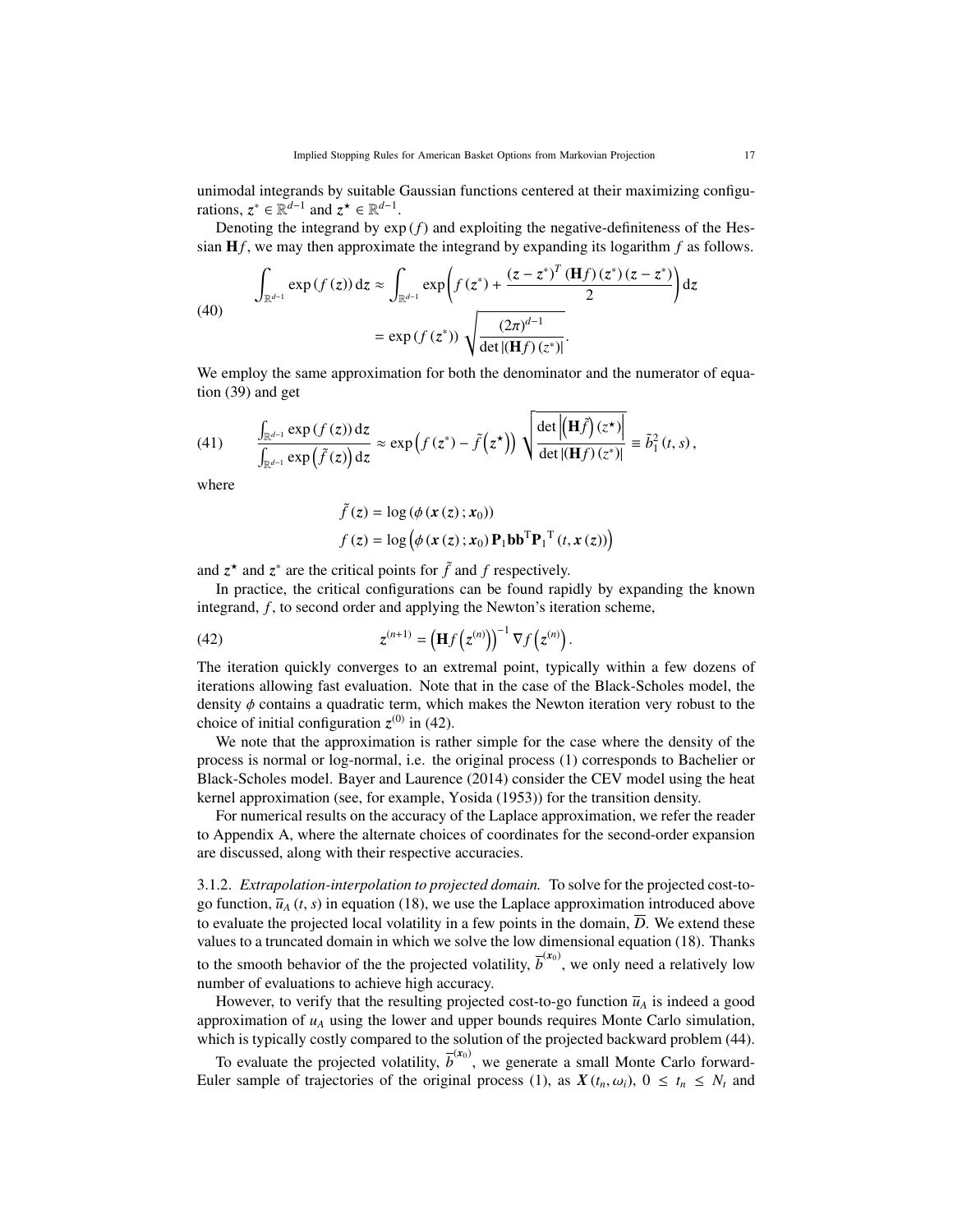unimodal integrands by suitable Gaussian functions centered at their maximizing configurations, $z^* \in \mathbb{R}^{d-1}$ and $z^\star \in \mathbb{R}^{d-1}$.

Denoting the integrand by $\exp(f)$ and exploiting the negative-definiteness of the Hessian $\mathbf{H}f$, we may then approximate the integrand by expanding its logarithm $f$ as follows.

$$
\begin{aligned}
\int_{\mathbb{R}^{d-1}} \exp(f(z))\,\mathrm{d}z &\approx \int_{\mathbb{R}^{d-1}} \exp\left(f(z^*) + \frac{(z-z^*)^T (\mathbf{H}f)(z^*)(z-z^*)}{2}\right)\mathrm{d}z \\
&= \exp(f(z^*)) \sqrt{\frac{(2\pi)^{d-1}}{\det|(\mathbf{H}f)(z^*)|}}.
\end{aligned} \tag{40}
$$

We employ the same approximation for both the denominator and the numerator of equation (39) and get

$$
\frac{\int_{\mathbb{R}^{d-1}} \exp(f(z))\,\mathrm{d}z}{\int_{\mathbb{R}^{d-1}} \exp\left(\tilde{f}(z)\right)\mathrm{d}z} \approx \exp\left(f(z^*) - \tilde{f}\left(z^\star\right)\right) \sqrt{\frac{\det\left|\left(\mathbf{H}\tilde{f}\right)(z^\star)\right|}{\det|(\mathbf{H}f)(z^*)|}} \equiv \tilde{b}_1^2(t,s), \tag{41}
$$

where

$$
\begin{aligned}
\tilde{f}(z) &= \log(\phi(\boldsymbol{x}(z);\boldsymbol{x}_0)) \\
f(z) &= \log\left(\phi(\boldsymbol{x}(z);\boldsymbol{x}_0)\,\mathbf{P}_1\mathbf{b}\mathbf{b}^{\mathrm{T}}{\mathbf{P}_1}^{\mathrm{T}}(t,\boldsymbol{x}(z))\right)
\end{aligned}
$$

and $z^\star$ and $z^*$ are the critical points for $\tilde{f}$ and $f$ respectively.

In practice, the critical configurations can be found rapidly by expanding the known integrand, $f$, to second order and applying the Newton's iteration scheme,

$$
z^{(n+1)} = \left(\mathbf{H}f\left(z^{(n)}\right)\right)^{-1} \nabla f\left(z^{(n)}\right). \tag{42}
$$

The iteration quickly converges to an extremal point, typically within a few dozens of iterations allowing fast evaluation. Note that in the case of the Black-Scholes model, the density $\phi$ contains a quadratic term, which makes the Newton iteration very robust to the choice of initial configuration $z^{(0)}$ in (42).

We note that the approximation is rather simple for the case where the density of the process is normal or log-normal, i.e. the original process (1) corresponds to Bachelier or Black-Scholes model. Bayer and Laurence (2014) consider the CEV model using the heat kernel approximation (see, for example, Yosida (1953)) for the transition density.

For numerical results on the accuracy of the Laplace approximation, we refer the reader to Appendix A, where the alternate choices of coordinates for the second-order expansion are discussed, along with their respective accuracies.

3.1.2. *Extrapolation-interpolation to projected domain.* To solve for the projected cost-to-go function, $\overline{u}_A(t,s)$ in equation (18), we use the Laplace approximation introduced above to evaluate the projected local volatility in a few points in the domain, $\overline{D}$. We extend these values to a truncated domain in which we solve the low dimensional equation (18). Thanks to the smooth behavior of the the projected volatility, $\overline{b}^{(\boldsymbol{x}_0)}$, we only need a relatively low number of evaluations to achieve high accuracy.

However, to verify that the resulting projected cost-to-go function $\overline{u}_A$ is indeed a good approximation of $u_A$ using the lower and upper bounds requires Monte Carlo simulation, which is typically costly compared to the solution of the projected backward problem (44).

To evaluate the projected volatility, $\overline{b}^{(\boldsymbol{x}_0)}$, we generate a small Monte Carlo forward-Euler sample of trajectories of the original process (1), as $\boldsymbol{X}(t_n,\omega_i)$, $0 \le t_n \le N_t$ and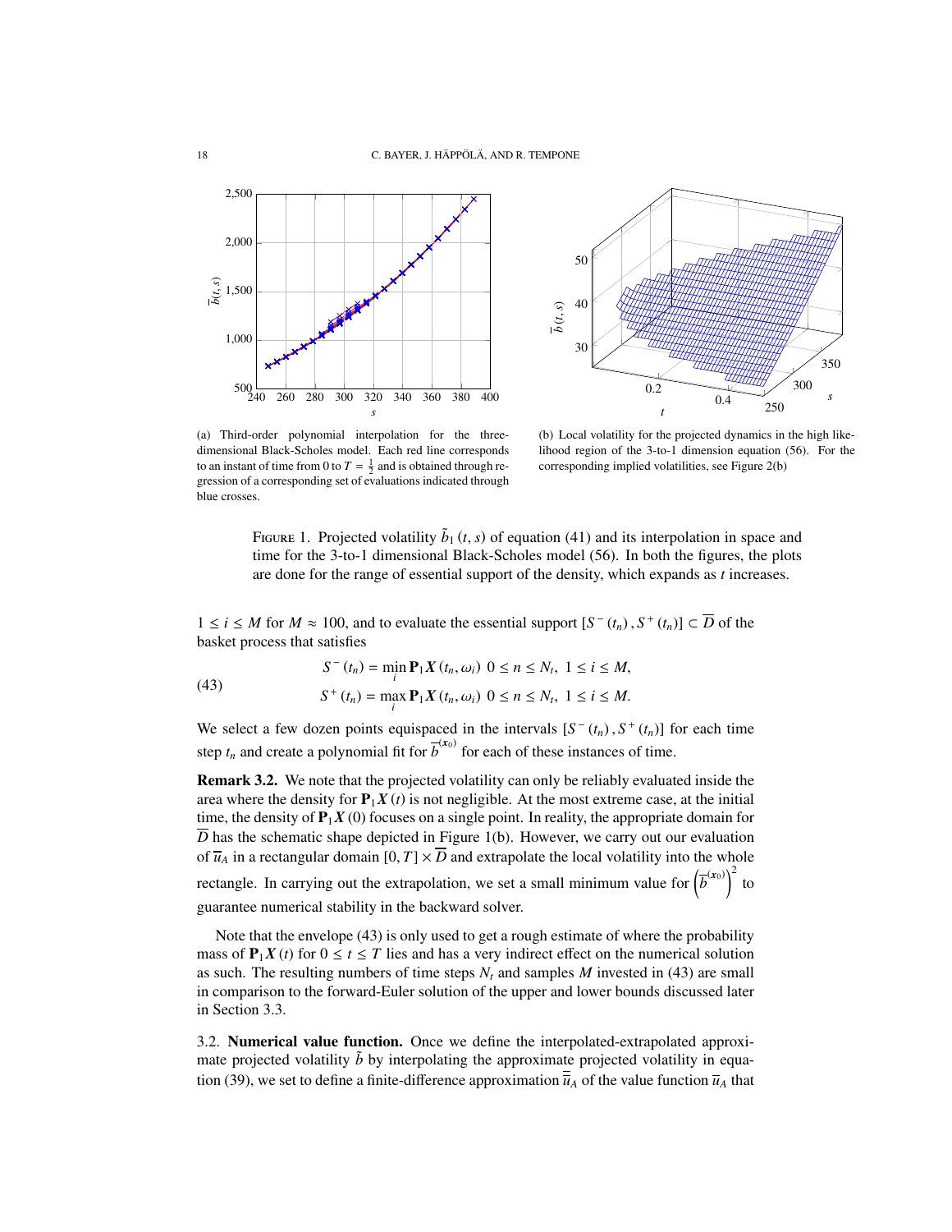(a) Third-order polynomial interpolation for the three-dimensional Black-Scholes model. Each red line corresponds to an instant of time from 0 to $T = \frac{1}{2}$ and is obtained through regression of a corresponding set of evaluations indicated through blue crosses.

(b) Local volatility for the projected dynamics in the high likelihood region of the 3-to-1 dimension equation (56). For the corresponding implied volatilities, see Figure 2(b)

Figure 1. Projected volatility $\tilde{b}_1(t, s)$ of equation (41) and its interpolation in space and time for the 3-to-1 dimensional Black-Scholes model (56). In both the figures, the plots are done for the range of essential support of the density, which expands as $t$ increases.

$1 \leq i \leq M$ for $M \approx 100$, and to evaluate the essential support $[S^-(t_n), S^+(t_n)] \subset \overline{D}$ of the basket process that satisfies

$$
\begin{aligned}
S^-(t_n) &= \min_i \mathbf{P}_1 \boldsymbol{X}(t_n, \omega_i) \ \ 0 \leq n \leq N_t, \ 1 \leq i \leq M, \\
S^+(t_n) &= \max_i \mathbf{P}_1 \boldsymbol{X}(t_n, \omega_i) \ \ 0 \leq n \leq N_t, \ 1 \leq i \leq M.
\end{aligned} \tag{43}
$$

We select a few dozen points equispaced in the intervals $[S^-(t_n), S^+(t_n)]$ for each time step $t_n$ and create a polynomial fit for $\overline{b}^{(\boldsymbol{x}_0)}$ for each of these instances of time.

**Remark 3.2.** We note that the projected volatility can only be reliably evaluated inside the area where the density for $\mathbf{P}_1 \boldsymbol{X}(t)$ is not negligible. At the most extreme case, at the initial time, the density of $\mathbf{P}_1 \boldsymbol{X}(0)$ focuses on a single point. In reality, the appropriate domain for $\overline{D}$ has the schematic shape depicted in Figure 1(b). However, we carry out our evaluation of $\overline{u}_A$ in a rectangular domain $[0, T] \times \overline{D}$ and extrapolate the local volatility into the whole rectangle. In carrying out the extrapolation, we set a small minimum value for $\left(\overline{b}^{(\boldsymbol{x}_0)}\right)^2$ to guarantee numerical stability in the backward solver.

Note that the envelope (43) is only used to get a rough estimate of where the probability mass of $\mathbf{P}_1 \boldsymbol{X}(t)$ for $0 \leq t \leq T$ lies and has a very indirect effect on the numerical solution as such. The resulting numbers of time steps $N_t$ and samples $M$ invested in (43) are small in comparison to the forward-Euler solution of the upper and lower bounds discussed later in Section 3.3.

3.2. **Numerical value function.** Once we define the interpolated-extrapolated approximate projected volatility $\tilde{b}$ by interpolating the approximate projected volatility in equation (39), we set to define a finite-difference approximation $\overline{\overline{u}}_A$ of the value function $\overline{u}_A$ that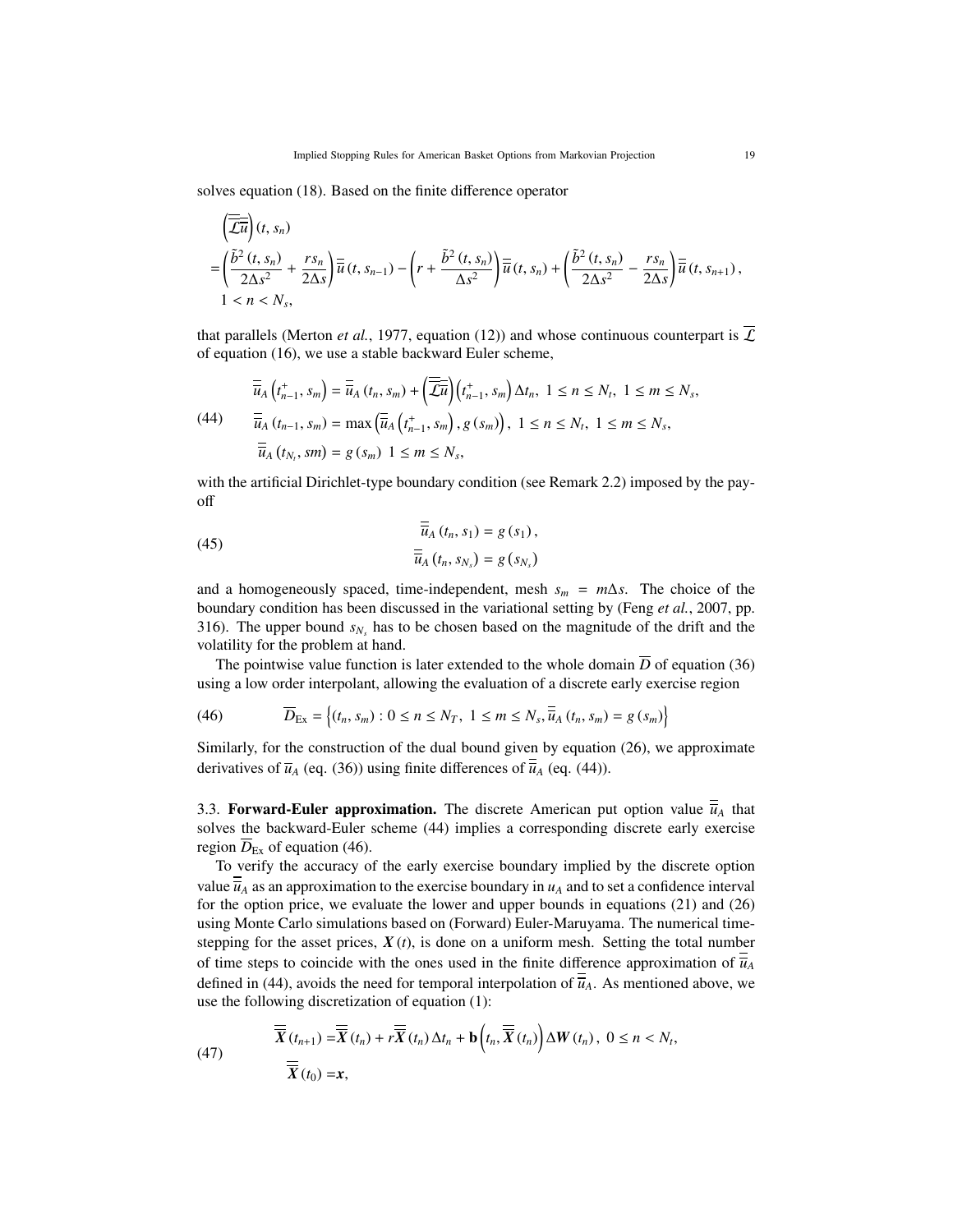solves equation (18). Based on the finite difference operator

$$
\begin{aligned}
&\left(\overline{\overline{\mathcal{L}}}\,\overline{\overline{u}}\right)(t, s_n)\\
=&\left(\frac{\tilde{b}^2(t, s_n)}{2\Delta s^2} + \frac{r s_n}{2\Delta s}\right)\overline{\overline{u}}(t, s_{n-1}) - \left(r + \frac{\tilde{b}^2(t, s_n)}{\Delta s^2}\right)\overline{\overline{u}}(t, s_n) + \left(\frac{\tilde{b}^2(t, s_n)}{2\Delta s^2} - \frac{r s_n}{2\Delta s}\right)\overline{\overline{u}}(t, s_{n+1}),\\
&1 < n < N_s,
\end{aligned}
$$

that parallels (Merton *et al.*, 1977, equation (12)) and whose continuous counterpart is $\overline{\mathcal{L}}$ of equation (16), we use a stable backward Euler scheme,

$$
\begin{aligned}
&\overline{\overline{u}}_A\left(t^+_{n-1}, s_m\right) = \overline{\overline{u}}_A(t_n, s_m) + \left(\overline{\overline{\mathcal{L}}}\,\overline{\overline{u}}\right)\left(t^+_{n-1}, s_m\right)\Delta t_n,\ 1 \le n \le N_t,\ 1 \le m \le N_s,\\
&\overline{\overline{u}}_A(t_{n-1}, s_m) = \max\left(\overline{\overline{u}}_A\left(t^+_{n-1}, s_m\right), g(s_m)\right),\ 1 \le n \le N_t,\ 1 \le m \le N_s,\\
&\overline{\overline{u}}_A(t_{N_t}, sm) = g(s_m)\ 1 \le m \le N_s,
\end{aligned}
\tag{44}
$$

with the artificial Dirichlet-type boundary condition (see Remark 2.2) imposed by the payoff

$$
\begin{aligned}
\overline{\overline{u}}_A(t_n, s_1) &= g(s_1),\\
\overline{\overline{u}}_A(t_n, s_{N_s}) &= g(s_{N_s})
\end{aligned}
\tag{45}
$$

and a homogeneously spaced, time-independent, mesh $s_m = m\Delta s$. The choice of the boundary condition has been discussed in the variational setting by (Feng *et al.*, 2007, pp. 316). The upper bound $s_{N_s}$ has to be chosen based on the magnitude of the drift and the volatility for the problem at hand.

The pointwise value function is later extended to the whole domain $\overline{D}$ of equation (36) using a low order interpolant, allowing the evaluation of a discrete early exercise region

$$
\overline{D}_{\text{Ex}} = \left\{(t_n, s_m) : 0 \le n \le N_T,\ 1 \le m \le N_s, \overline{\overline{u}}_A(t_n, s_m) = g(s_m)\right\}
\tag{46}
$$

Similarly, for the construction of the dual bound given by equation (26), we approximate derivatives of $\overline{u}_A$ (eq. (36)) using finite differences of $\overline{\overline{u}}_A$ (eq. (44)).

3.3. **Forward-Euler approximation.** The discrete American put option value $\overline{\overline{u}}_A$ that solves the backward-Euler scheme (44) implies a corresponding discrete early exercise region $\overline{D}_{\text{Ex}}$ of equation (46).

To verify the accuracy of the early exercise boundary implied by the discrete option value $\overline{\overline{u}}_A$ as an approximation to the exercise boundary in $u_A$ and to set a confidence interval for the option price, we evaluate the lower and upper bounds in equations (21) and (26) using Monte Carlo simulations based on (Forward) Euler-Maruyama. The numerical time-stepping for the asset prices, $\boldsymbol{X}(t)$, is done on a uniform mesh. Setting the total number of time steps to coincide with the ones used in the finite difference approximation of $\overline{\overline{u}}_A$ defined in (44), avoids the need for temporal interpolation of $\overline{\overline{u}}_A$. As mentioned above, we use the following discretization of equation (1):

$$
\begin{aligned}
\overline{\overline{\boldsymbol{X}}}(t_{n+1}) =& \overline{\overline{\boldsymbol{X}}}(t_n) + r\overline{\overline{\boldsymbol{X}}}(t_n)\Delta t_n + \mathbf{b}\left(t_n, \overline{\overline{\boldsymbol{X}}}(t_n)\right)\Delta \boldsymbol{W}(t_n),\ 0 \le n < N_t,\\
\overline{\overline{\boldsymbol{X}}}(t_0) =& \boldsymbol{x},
\end{aligned}
\tag{47}
$$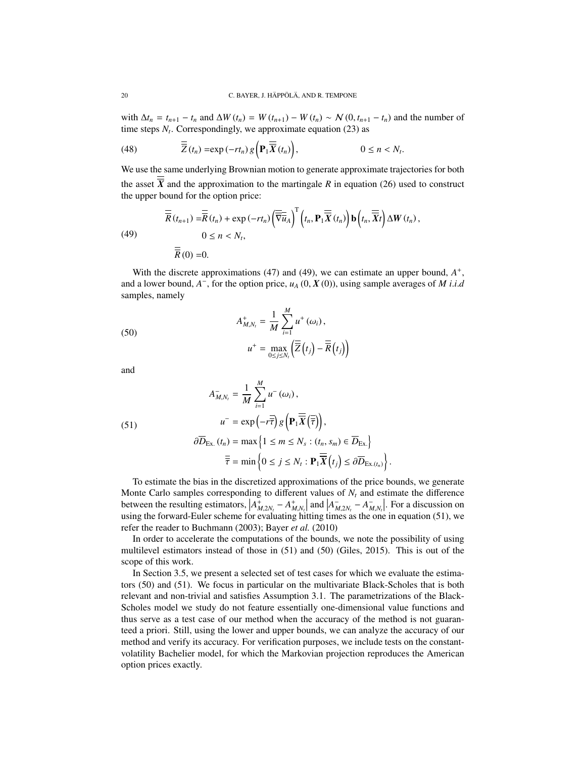with $\Delta t_n = t_{n+1} - t_n$ and $\Delta W(t_n) = W(t_{n+1}) - W(t_n) \sim \mathcal{N}(0, t_{n+1} - t_n)$ and the number of time steps $N_t$. Correspondingly, we approximate equation (23) as

$$\overline{\overline{Z}}(t_n) = \exp(-rt_n)\, g\left(\mathbf{P}_1 \overline{\overline{X}}(t_n)\right), \qquad 0 \leq n < N_t. \tag{48}$$

We use the same underlying Brownian motion to generate approximate trajectories for both the asset $\overline{\overline{X}}$ and the approximation to the martingale $R$ in equation (26) used to construct the upper bound for the option price:

$$\begin{aligned}
\overline{\overline{R}}(t_{n+1}) =& \overline{\overline{R}}(t_n) + \exp(-rt_n)\left(\overline{\overline{\nabla}}\overline{\overline{u}}_A\right)^{\mathrm{T}}\left(t_n, \mathbf{P}_1 \overline{\overline{X}}(t_n)\right)\mathbf{b}\left(t_n, \overline{\overline{X}}t\right)\Delta \boldsymbol{W}(t_n), \\
& 0 \leq n < N_t, \\
\overline{\overline{R}}(0) =& 0.
\end{aligned} \tag{49}$$

With the discrete approximations (47) and (49), we can estimate an upper bound, $A^+$, and a lower bound, $A^-$, for the option price, $u_A(0, \boldsymbol{X}(0))$, using sample averages of $M$ *i.i.d* samples, namely

$$\begin{aligned}
A^+_{M,N_t} &= \frac{1}{M}\sum_{i=1}^{M} u^+(\omega_i), \\
u^+ &= \max_{0 \leq j \leq N_t}\left(\overline{\overline{Z}}(t_j) - \overline{\overline{R}}(t_j)\right)
\end{aligned} \tag{50}$$

and

$$\begin{aligned}
A^-_{M,N_t} &= \frac{1}{M}\sum_{i=1}^{M} u^-(\omega_i), \\
u^- &= \exp\left(-r\overline{\overline{\tau}}\right) g\left(\mathbf{P}_1 \overline{\overline{X}}\left(\overline{\overline{\tau}}\right)\right), \\
\partial \overline{D}_{\text{Ex.}}(t_n) &= \max\left\{1 \leq m \leq N_s : (t_n, s_m) \in \overline{D}_{\text{Ex.}}\right\} \\
\overline{\overline{\tau}} &= \min\left\{0 \leq j \leq N_t : \mathbf{P}_1 \overline{\overline{X}}(t_j) \leq \partial \overline{D}_{\text{Ex.}(t_n)}\right\}.
\end{aligned} \tag{51}$$

To estimate the bias in the discretized approximations of the price bounds, we generate Monte Carlo samples corresponding to different values of $N_t$ and estimate the difference between the resulting estimators, $\left|A^+_{M,2N_t} - A^+_{M,N_t}\right|$ and $\left|A^-_{M,2N_t} - A^-_{M,N_t}\right|$. For a discussion on using the forward-Euler scheme for evaluating hitting times as the one in equation (51), we refer the reader to Buchmann (2003); Bayer *et al.* (2010)

In order to accelerate the computations of the bounds, we note the possibility of using multilevel estimators instead of those in (51) and (50) (Giles, 2015). This is out of the scope of this work.

In Section 3.5, we present a selected set of test cases for which we evaluate the estimators (50) and (51). We focus in particular on the multivariate Black-Scholes that is both relevant and non-trivial and satisfies Assumption 3.1. The parametrizations of the Black-Scholes model we study do not feature essentially one-dimensional value functions and thus serve as a test case of our method when the accuracy of the method is not guaranteed a priori. Still, using the lower and upper bounds, we can analyze the accuracy of our method and verify its accuracy. For verification purposes, we include tests on the constant-volatility Bachelier model, for which the Markovian projection reproduces the American option prices exactly.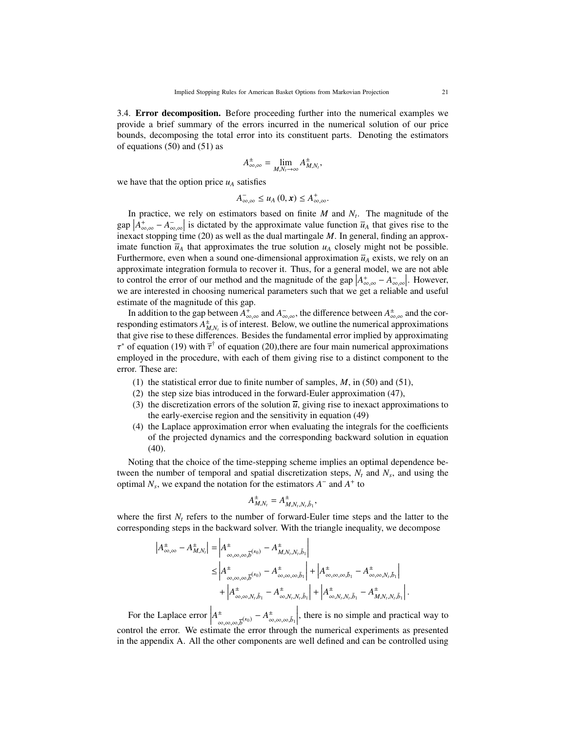3.4. **Error decomposition.** Before proceeding further into the numerical examples we provide a brief summary of the errors incurred in the numerical solution of our price bounds, decomposing the total error into its constituent parts. Denoting the estimators of equations (50) and (51) as

$$A^{\pm}_{\infty,\infty} = \lim_{M,N_t \to \infty} A^{\pm}_{M,N_t},$$

we have that the option price $u_A$ satisfies

$$A^{-}_{\infty,\infty} \leq u_A\left(0, \boldsymbol{x}\right) \leq A^{+}_{\infty,\infty}.$$

In practice, we rely on estimators based on finite $M$ and $N_t$. The magnitude of the gap $\left|A^{+}_{\infty,\infty} - A^{-}_{\infty,\infty}\right|$ is dictated by the approximate value function $\overline{u}_A$ that gives rise to the inexact stopping time (20) as well as the dual martingale $M$. In general, finding an approximate function $\overline{u}_A$ that approximates the true solution $u_A$ closely might not be possible. Furthermore, even when a sound one-dimensional approximation $\overline{u}_A$ exists, we rely on an approximate integration formula to recover it. Thus, for a general model, we are not able to control the error of our method and the magnitude of the gap $\left|A^{+}_{\infty,\infty} - A^{-}_{\infty,\infty}\right|$. However, we are interested in choosing numerical parameters such that we get a reliable and useful estimate of the magnitude of this gap.

In addition to the gap between $A^{+}_{\infty,\infty}$ and $A^{-}_{\infty,\infty}$, the difference between $A^{\pm}_{\infty,\infty}$ and the corresponding estimators $A^{\pm}_{M,N_t}$ is of interest. Below, we outline the numerical approximations that give rise to these differences. Besides the fundamental error implied by approximating $\tau^*$ of equation (19) with $\overline{\tau}^{\dagger}$ of equation (20),there are four main numerical approximations employed in the procedure, with each of them giving rise to a distinct component to the error. These are:

1. the statistical error due to finite number of samples, $M$, in (50) and (51),
2. the step size bias introduced in the forward-Euler approximation (47),
3. the discretization errors of the solution $\overline{u}$, giving rise to inexact approximations to the early-exercise region and the sensitivity in equation (49)
4. the Laplace approximation error when evaluating the integrals for the coefficients of the projected dynamics and the corresponding backward solution in equation (40).

Noting that the choice of the time-stepping scheme implies an optimal dependence between the number of temporal and spatial discretization steps, $N_t$ and $N_s$, and using the optimal $N_s$, we expand the notation for the estimators $A^-$ and $A^+$ to

$$A^{\pm}_{M,N_t} = A^{\pm}_{M,N_t,N_t,\tilde{b}_1},$$

where the first $N_t$ refers to the number of forward-Euler time steps and the latter to the corresponding steps in the backward solver. With the triangle inequality, we decompose

$$\begin{aligned}
\left|A^{\pm}_{\infty,\infty} - A^{\pm}_{M,N_t}\right| &= \left|A^{\pm}_{\infty,\infty,\infty,\overline{b}(x_0)} - A^{\pm}_{M,N_t,N_t,\tilde{b}_1}\right| \\
&\leq \left|A^{\pm}_{\infty,\infty,\infty,\overline{b}(x_0)} - A^{\pm}_{\infty,\infty,\infty,\tilde{b}_1}\right| + \left|A^{\pm}_{\infty,\infty,\infty,\tilde{b}_1} - A^{\pm}_{\infty,\infty,N_t,\tilde{b}_1}\right| \\
&\quad + \left|A^{\pm}_{\infty,\infty,N_t,\tilde{b}_1} - A^{\pm}_{\infty,N_t,N_t,\tilde{b}_1}\right| + \left|A^{\pm}_{\infty,N_t,N_t,\tilde{b}_1} - A^{\pm}_{M,N_t,N_t,\tilde{b}_1}\right|.
\end{aligned}$$

For the Laplace error $\left|A^{\pm}_{\infty,\infty,\infty,\overline{b}(x_0)} - A^{\pm}_{\infty,\infty,\infty,\tilde{b}_1}\right|$, there is no simple and practical way to control the error. We estimate the error through the numerical experiments as presented in the appendix A. All the other components are well defined and can be controlled using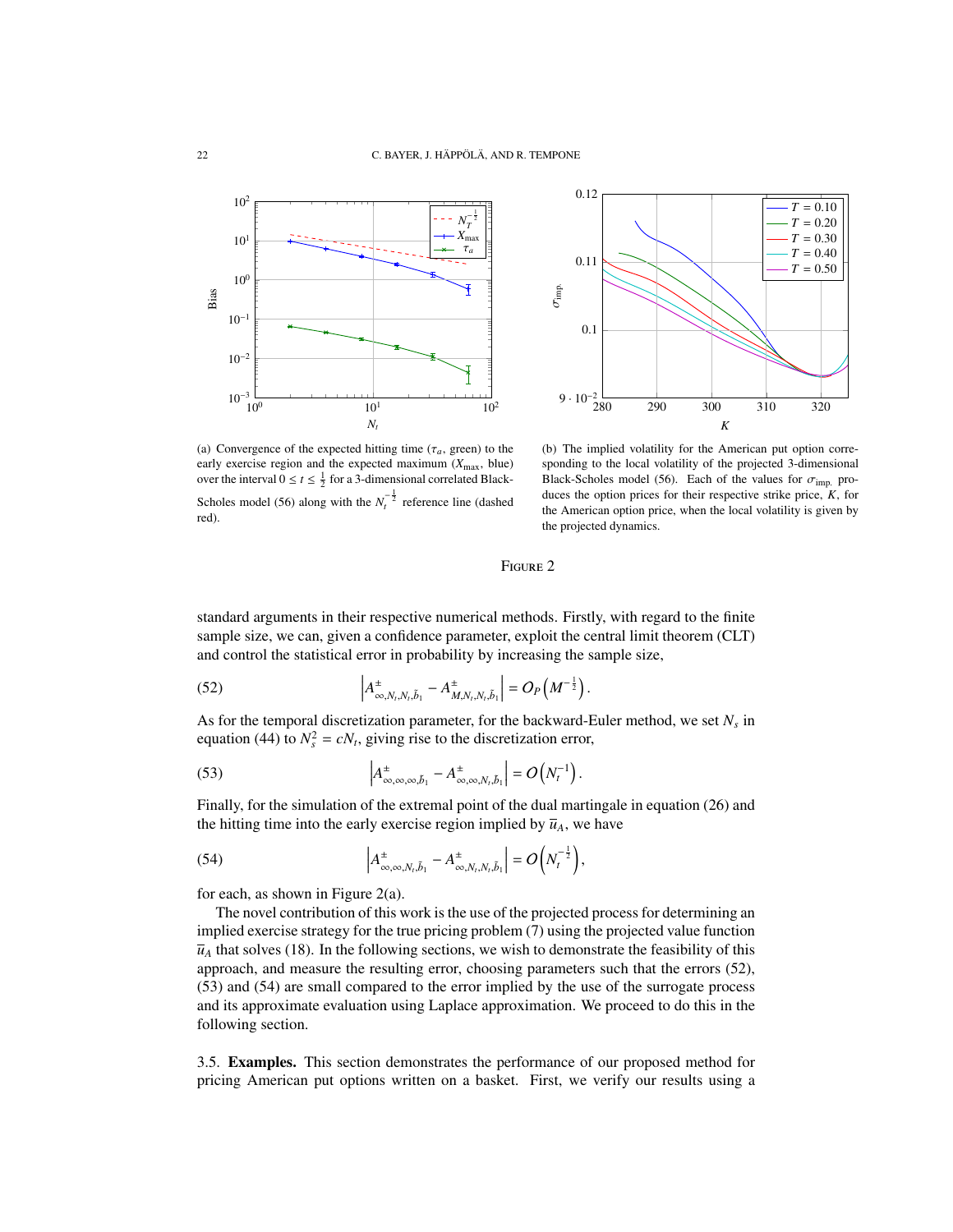(a) Convergence of the expected hitting time ($\tau_a$, green) to the early exercise region and the expected maximum ($X_{\max}$, blue) over the interval $0 \le t \le \frac{1}{2}$ for a 3-dimensional correlated Black-Scholes model (56) along with the $N_t^{-\frac{1}{2}}$ reference line (dashed red).

(b) The implied volatility for the American put option corresponding to the local volatility of the projected 3-dimensional Black-Scholes model (56). Each of the values for $\sigma_{\text{imp.}}$ produces the option prices for their respective strike price, $K$, for the American option price, when the local volatility is given by the projected dynamics.

FIGURE 2

standard arguments in their respective numerical methods. Firstly, with regard to the finite sample size, we can, given a confidence parameter, exploit the central limit theorem (CLT) and control the statistical error in probability by increasing the sample size,

$$\left| A^{\pm}_{\infty,N_t,N_t,\tilde{b}_1} - A^{\pm}_{M,N_t,N_t,\tilde{b}_1} \right| = O_P\left(M^{-\frac{1}{2}}\right). \tag{52}$$

As for the temporal discretization parameter, for the backward-Euler method, we set $N_s$ in equation (44) to $N_s^2 = cN_t$, giving rise to the discretization error,

$$\left| A^{\pm}_{\infty,\infty,\infty,\tilde{b}_1} - A^{\pm}_{\infty,\infty,N_t,\tilde{b}_1} \right| = O\left(N_t^{-1}\right). \tag{53}$$

Finally, for the simulation of the extremal point of the dual martingale in equation (26) and the hitting time into the early exercise region implied by $\overline{u}_A$, we have

$$\left| A^{\pm}_{\infty,\infty,N_t,\tilde{b}_1} - A^{\pm}_{\infty,N_t,N_t,\tilde{b}_1} \right| = O\left(N_t^{-\frac{1}{2}}\right), \tag{54}$$

for each, as shown in Figure 2(a).

The novel contribution of this work is the use of the projected process for determining an implied exercise strategy for the true pricing problem (7) using the projected value function $\overline{u}_A$ that solves (18). In the following sections, we wish to demonstrate the feasibility of this approach, and measure the resulting error, choosing parameters such that the errors (52), (53) and (54) are small compared to the error implied by the use of the surrogate process and its approximate evaluation using Laplace approximation. We proceed to do this in the following section.

3.5. **Examples.** This section demonstrates the performance of our proposed method for pricing American put options written on a basket. First, we verify our results using a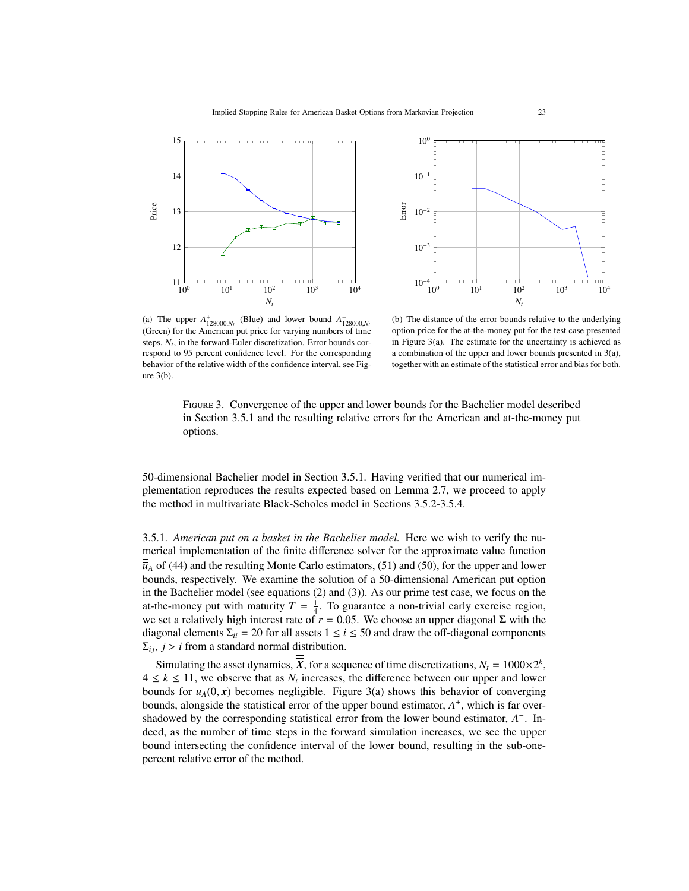(a) The upper $A^+_{128000,N_t}$ (Blue) and lower bound $A^-_{128000,N_t}$ (Green) for the American put price for varying numbers of time steps, $N_t$, in the forward-Euler discretization. Error bounds correspond to 95 percent confidence level. For the corresponding behavior of the relative width of the confidence interval, see Figure 3(b).

(b) The distance of the error bounds relative to the underlying option price for the at-the-money put for the test case presented in Figure 3(a). The estimate for the uncertainty is achieved as a combination of the upper and lower bounds presented in 3(a), together with an estimate of the statistical error and bias for both.

FIGURE 3. Convergence of the upper and lower bounds for the Bachelier model described in Section 3.5.1 and the resulting relative errors for the American and at-the-money put options.

50-dimensional Bachelier model in Section 3.5.1. Having verified that our numerical implementation reproduces the results expected based on Lemma 2.7, we proceed to apply the method in multivariate Black-Scholes model in Sections 3.5.2-3.5.4.

3.5.1. *American put on a basket in the Bachelier model.* Here we wish to verify the numerical implementation of the finite difference solver for the approximate value function $\overline{\overline{u}}_A$ of (44) and the resulting Monte Carlo estimators, (51) and (50), for the upper and lower bounds, respectively. We examine the solution of a 50-dimensional American put option in the Bachelier model (see equations (2) and (3)). As our prime test case, we focus on the at-the-money put with maturity $T = \frac{1}{4}$. To guarantee a non-trivial early exercise region, we set a relatively high interest rate of $r = 0.05$. We choose an upper diagonal $\mathbf{\Sigma}$ with the diagonal elements $\Sigma_{ii} = 20$ for all assets $1 \leq i \leq 50$ and draw the off-diagonal components $\Sigma_{ij}$, $j > i$ from a standard normal distribution.

Simulating the asset dynamics, $\overline{\overline{\boldsymbol{X}}}$, for a sequence of time discretizations, $N_t = 1000 \times 2^k$, $4 \leq k \leq 11$, we observe that as $N_t$ increases, the difference between our upper and lower bounds for $u_A(0, \boldsymbol{x})$ becomes negligible. Figure 3(a) shows this behavior of converging bounds, alongside the statistical error of the upper bound estimator, $A^+$, which is far overshadowed by the corresponding statistical error from the lower bound estimator, $A^-$. Indeed, as the number of time steps in the forward simulation increases, we see the upper bound intersecting the confidence interval of the lower bound, resulting in the sub-one-percent relative error of the method.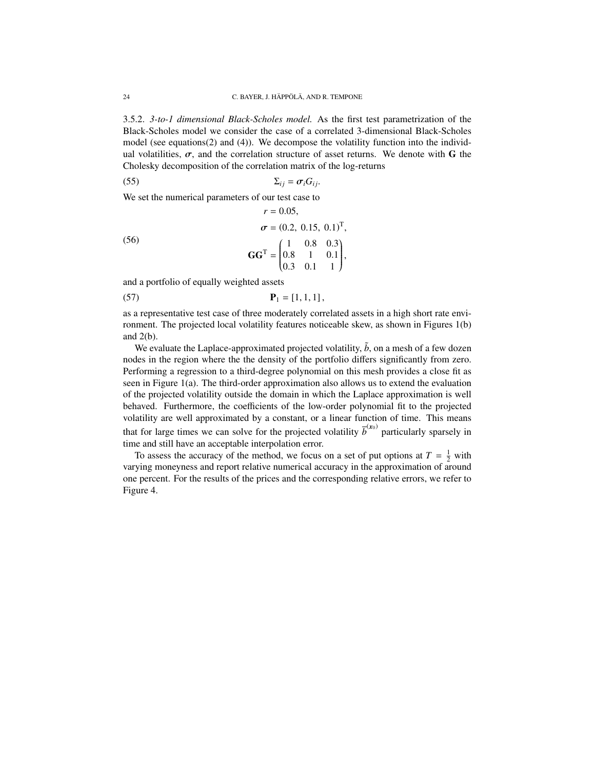3.5.2. *3-to-1 dimensional Black-Scholes model.* As the first test parametrization of the Black-Scholes model we consider the case of a correlated 3-dimensional Black-Scholes model (see equations(2) and (4)). We decompose the volatility function into the individual volatilities, $\boldsymbol{\sigma}$, and the correlation structure of asset returns. We denote with $\mathbf{G}$ the Cholesky decomposition of the correlation matrix of the log-returns

$$\Sigma_{ij} = \boldsymbol{\sigma}_i G_{ij}. \tag{55}$$

We set the numerical parameters of our test case to

$$\begin{aligned} r &= 0.05, \\ \boldsymbol{\sigma} &= (0.2,\ 0.15,\ 0.1)^{\mathrm{T}}, \\ \mathbf{G}\mathbf{G}^{\mathrm{T}} &= \begin{pmatrix} 1 & 0.8 & 0.3 \\ 0.8 & 1 & 0.1 \\ 0.3 & 0.1 & 1 \end{pmatrix}, \end{aligned} \tag{56}$$

and a portfolio of equally weighted assets

$$\mathbf{P}_1 = [1, 1, 1], \tag{57}$$

as a representative test case of three moderately correlated assets in a high short rate environment. The projected local volatility features noticeable skew, as shown in Figures 1(b) and 2(b).

We evaluate the Laplace-approximated projected volatility, $\tilde{b}$, on a mesh of a few dozen nodes in the region where the the density of the portfolio differs significantly from zero. Performing a regression to a third-degree polynomial on this mesh provides a close fit as seen in Figure 1(a). The third-order approximation also allows us to extend the evaluation of the projected volatility outside the domain in which the Laplace approximation is well behaved. Furthermore, the coefficients of the low-order polynomial fit to the projected volatility are well approximated by a constant, or a linear function of time. This means that for large times we can solve for the projected volatility $\overline{b}^{(\boldsymbol{x}_0)}$ particularly sparsely in time and still have an acceptable interpolation error.

To assess the accuracy of the method, we focus on a set of put options at $T = \frac{1}{2}$ with varying moneyness and report relative numerical accuracy in the approximation of around one percent. For the results of the prices and the corresponding relative errors, we refer to Figure 4.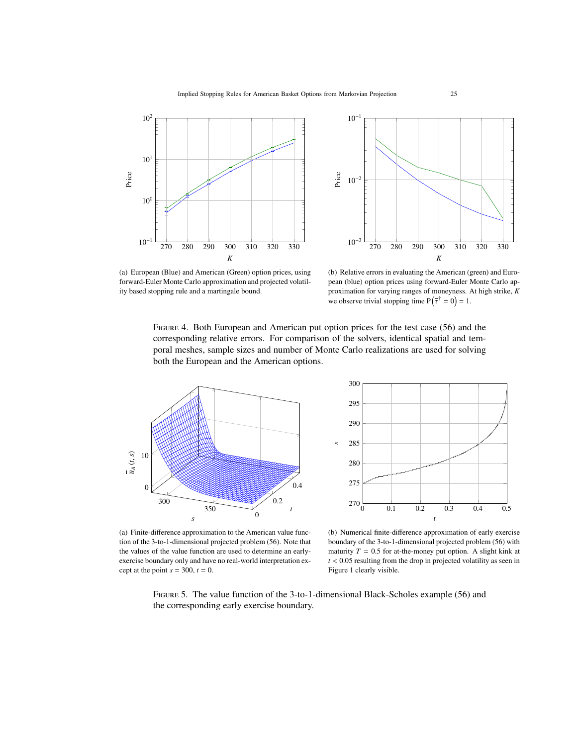(a) European (Blue) and American (Green) option prices, using forward-Euler Monte Carlo approximation and projected volatility based stopping rule and a martingale bound.

(b) Relative errors in evaluating the American (green) and European (blue) option prices using forward-Euler Monte Carlo approximation for varying ranges of moneyness. At high strike, $K$ we observe trivial stopping time $\mathrm{P}\left(\overline{\tau}^{\dagger} = 0\right) = 1$.

Figure 4. Both European and American put option prices for the test case (56) and the corresponding relative errors. For comparison of the solvers, identical spatial and temporal meshes, sample sizes and number of Monte Carlo realizations are used for solving both the European and the American options.

(a) Finite-difference approximation to the American value function of the 3-to-1-dimensional projected problem (56). Note that the values of the value function are used to determine an early-exercise boundary only and have no real-world interpretation except at the point $s = 300$, $t = 0$.

(b) Numerical finite-difference approximation of early exercise boundary of the 3-to-1-dimensional projected problem (56) with maturity $T = 0.5$ for at-the-money put option. A slight kink at $t < 0.05$ resulting from the drop in projected volatility as seen in Figure 1 clearly visible.

Figure 5. The value function of the 3-to-1-dimensional Black-Scholes example (56) and the corresponding early exercise boundary.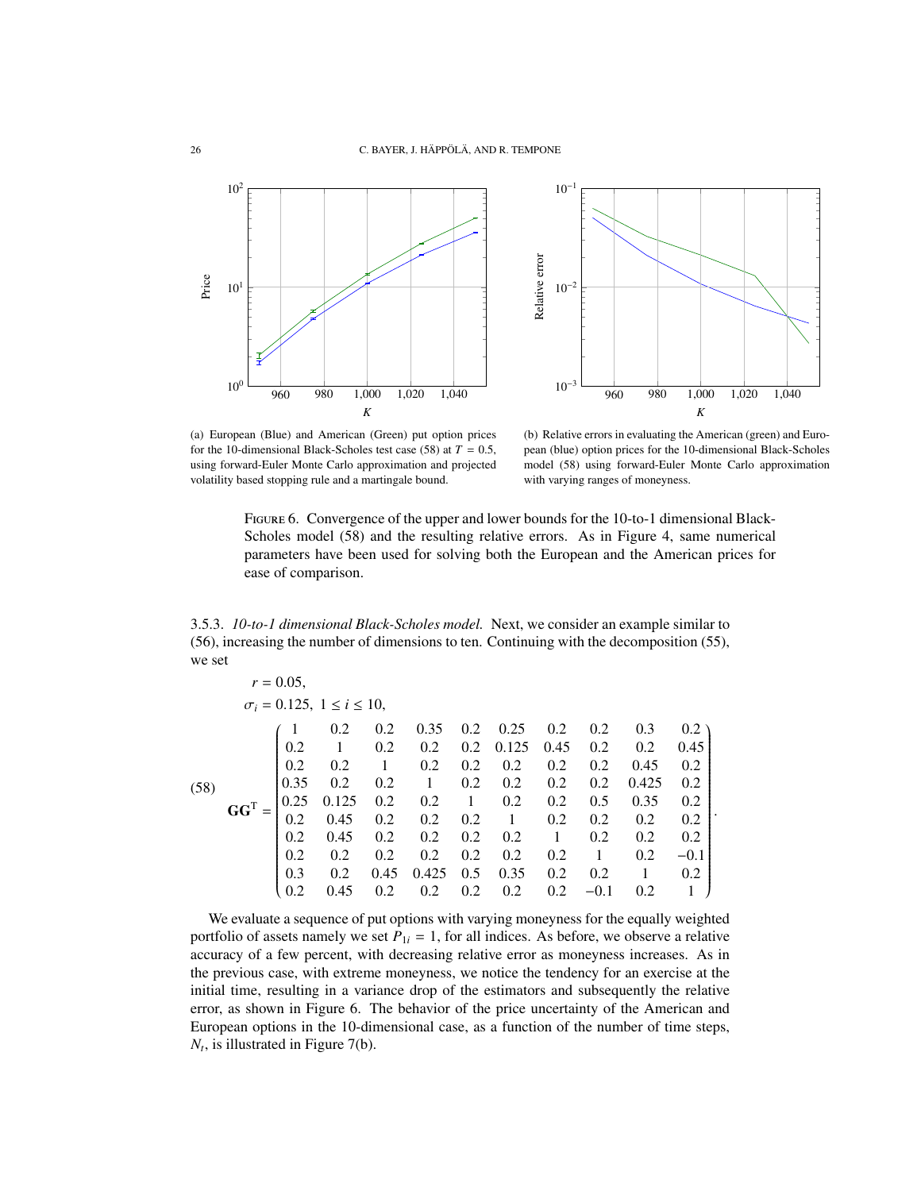(a) European (Blue) and American (Green) put option prices for the 10-dimensional Black-Scholes test case (58) at $T = 0.5$, using forward-Euler Monte Carlo approximation and projected volatility based stopping rule and a martingale bound.

(b) Relative errors in evaluating the American (green) and European (blue) option prices for the 10-dimensional Black-Scholes model (58) using forward-Euler Monte Carlo approximation with varying ranges of moneyness.

Figure 6. Convergence of the upper and lower bounds for the 10-to-1 dimensional Black-Scholes model (58) and the resulting relative errors. As in Figure 4, same numerical parameters have been used for solving both the European and the American prices for ease of comparison.

3.5.3. *10-to-1 dimensional Black-Scholes model.* Next, we consider an example similar to (56), increasing the number of dimensions to ten. Continuing with the decomposition (55), we set

$$
\begin{aligned}
&r = 0.05, \\
&\sigma_i = 0.125,\ 1 \le i \le 10, \\
&\mathbf{G}\mathbf{G}^{\mathrm{T}} = \begin{pmatrix}
1 & 0.2 & 0.2 & 0.35 & 0.2 & 0.25 & 0.2 & 0.2 & 0.3 & 0.2 \\
0.2 & 1 & 0.2 & 0.2 & 0.2 & 0.125 & 0.45 & 0.2 & 0.2 & 0.45 \\
0.2 & 0.2 & 1 & 0.2 & 0.2 & 0.2 & 0.2 & 0.2 & 0.45 & 0.2 \\
0.35 & 0.2 & 0.2 & 1 & 0.2 & 0.2 & 0.2 & 0.2 & 0.425 & 0.2 \\
0.25 & 0.125 & 0.2 & 0.2 & 1 & 0.2 & 0.2 & 0.5 & 0.35 & 0.2 \\
0.2 & 0.45 & 0.2 & 0.2 & 0.2 & 1 & 0.2 & 0.2 & 0.2 & 0.2 \\
0.2 & 0.45 & 0.2 & 0.2 & 0.2 & 0.2 & 1 & 0.2 & 0.2 & 0.2 \\
0.2 & 0.2 & 0.2 & 0.2 & 0.2 & 0.2 & 0.2 & 1 & 0.2 & -0.1 \\
0.3 & 0.2 & 0.45 & 0.425 & 0.5 & 0.35 & 0.2 & 0.2 & 1 & 0.2 \\
0.2 & 0.45 & 0.2 & 0.2 & 0.2 & 0.2 & 0.2 & -0.1 & 0.2 & 1
\end{pmatrix}.
\end{aligned}
\tag{58}
$$

We evaluate a sequence of put options with varying moneyness for the equally weighted portfolio of assets namely we set $P_{1i} = 1$, for all indices. As before, we observe a relative accuracy of a few percent, with decreasing relative error as moneyness increases. As in the previous case, with extreme moneyness, we notice the tendency for an exercise at the initial time, resulting in a variance drop of the estimators and subsequently the relative error, as shown in Figure 6. The behavior of the price uncertainty of the American and European options in the 10-dimensional case, as a function of the number of time steps, $N_t$, is illustrated in Figure 7(b).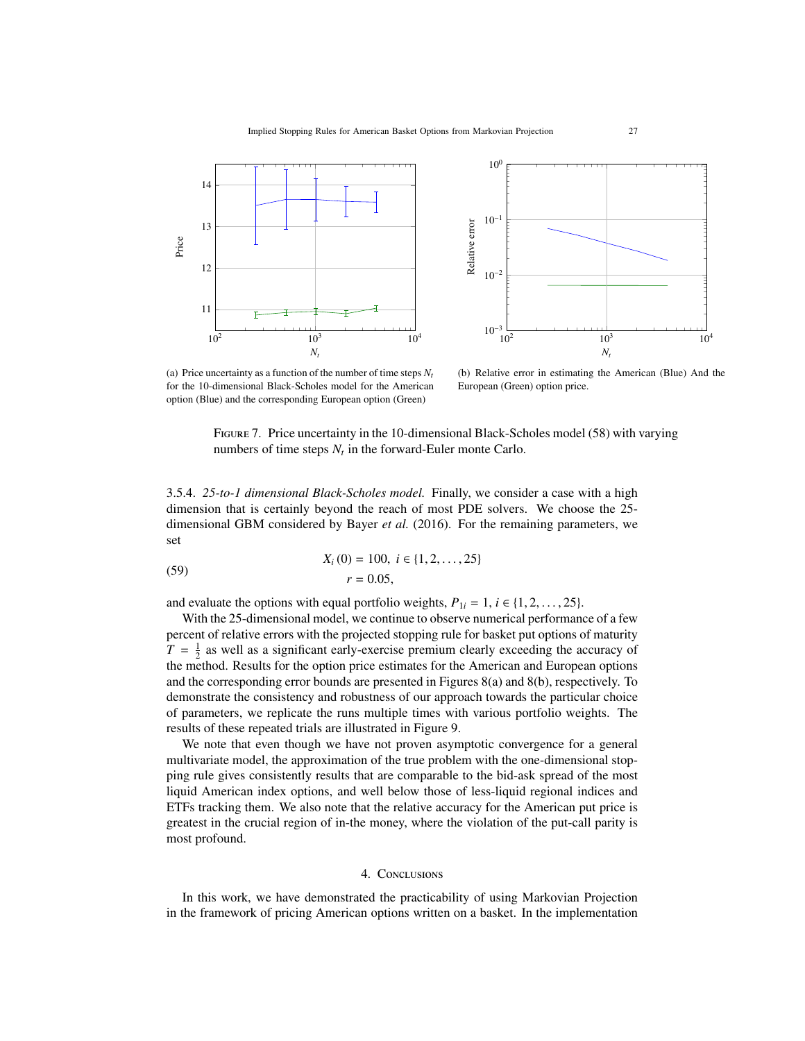(a) Price uncertainty as a function of the number of time steps $N_t$ for the 10-dimensional Black-Scholes model for the American option (Blue) and the corresponding European option (Green)

(b) Relative error in estimating the American (Blue) And the European (Green) option price.

Figure 7. Price uncertainty in the 10-dimensional Black-Scholes model (58) with varying numbers of time steps $N_t$ in the forward-Euler monte Carlo.

3.5.4. *25-to-1 dimensional Black-Scholes model.* Finally, we consider a case with a high dimension that is certainly beyond the reach of most PDE solvers. We choose the 25-dimensional GBM considered by Bayer *et al.* (2016). For the remaining parameters, we set

$$
\begin{aligned}
X_i(0) &= 100, \ i \in \{1, 2, \ldots, 25\} \\
r &= 0.05,
\end{aligned}
\tag{59}
$$

and evaluate the options with equal portfolio weights, $P_{1i} = 1$, $i \in \{1, 2, \ldots, 25\}$.

With the 25-dimensional model, we continue to observe numerical performance of a few percent of relative errors with the projected stopping rule for basket put options of maturity $T = \frac{1}{2}$ as well as a significant early-exercise premium clearly exceeding the accuracy of the method. Results for the option price estimates for the American and European options and the corresponding error bounds are presented in Figures 8(a) and 8(b), respectively. To demonstrate the consistency and robustness of our approach towards the particular choice of parameters, we replicate the runs multiple times with various portfolio weights. The results of these repeated trials are illustrated in Figure 9.

We note that even though we have not proven asymptotic convergence for a general multivariate model, the approximation of the true problem with the one-dimensional stopping rule gives consistently results that are comparable to the bid-ask spread of the most liquid American index options, and well below those of less-liquid regional indices and ETFs tracking them. We also note that the relative accuracy for the American put price is greatest in the crucial region of in-the money, where the violation of the put-call parity is most profound.

## 4. Conclusions

In this work, we have demonstrated the practicability of using Markovian Projection in the framework of pricing American options written on a basket. In the implementation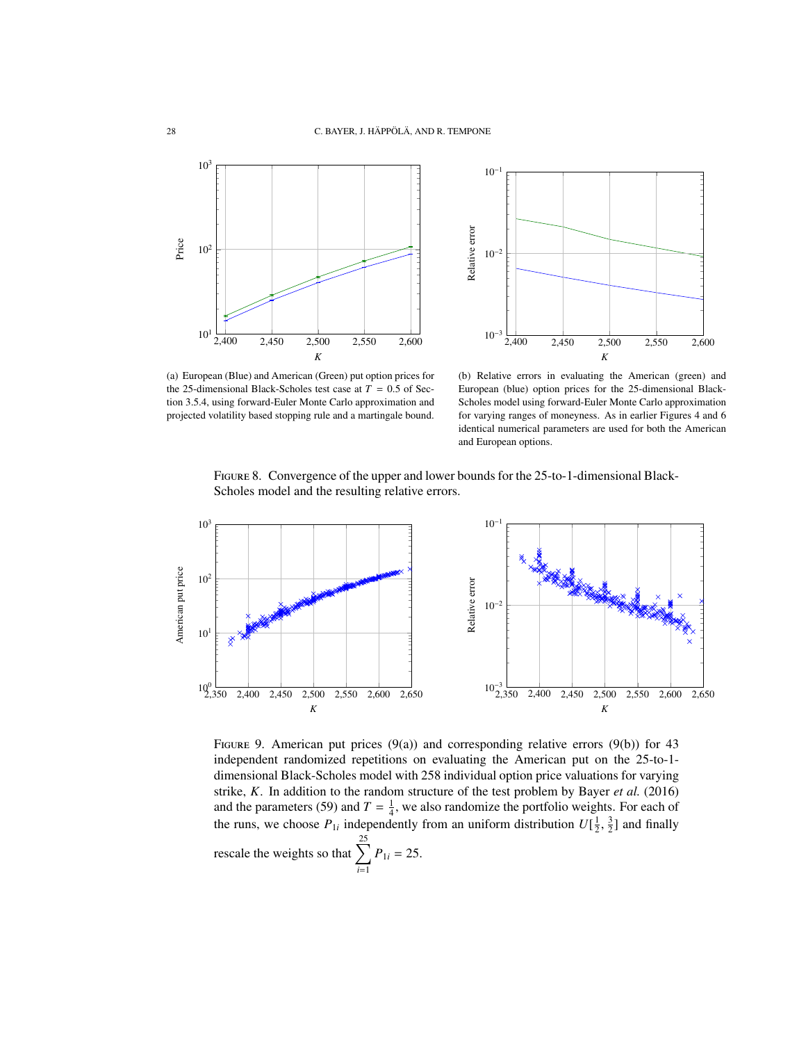(a) European (Blue) and American (Green) put option prices for the 25-dimensional Black-Scholes test case at $T = 0.5$ of Section 3.5.4, using forward-Euler Monte Carlo approximation and projected volatility based stopping rule and a martingale bound.

(b) Relative errors in evaluating the American (green) and European (blue) option prices for the 25-dimensional Black-Scholes model using forward-Euler Monte Carlo approximation for varying ranges of moneyness. As in earlier Figures 4 and 6 identical numerical parameters are used for both the American and European options.

Figure 8. Convergence of the upper and lower bounds for the 25-to-1-dimensional Black-Scholes model and the resulting relative errors.

Figure 9. American put prices (9(a)) and corresponding relative errors (9(b)) for 43 independent randomized repetitions on evaluating the American put on the 25-to-1-dimensional Black-Scholes model with 258 individual option price valuations for varying strike, $K$. In addition to the random structure of the test problem by Bayer *et al.* (2016) and the parameters (59) and $T = \frac{1}{4}$, we also randomize the portfolio weights. For each of the runs, we choose $P_{1i}$ independently from an uniform distribution $U[\frac{1}{2}, \frac{3}{2}]$ and finally rescale the weights so that $\sum_{i=1}^{25} P_{1i} = 25$.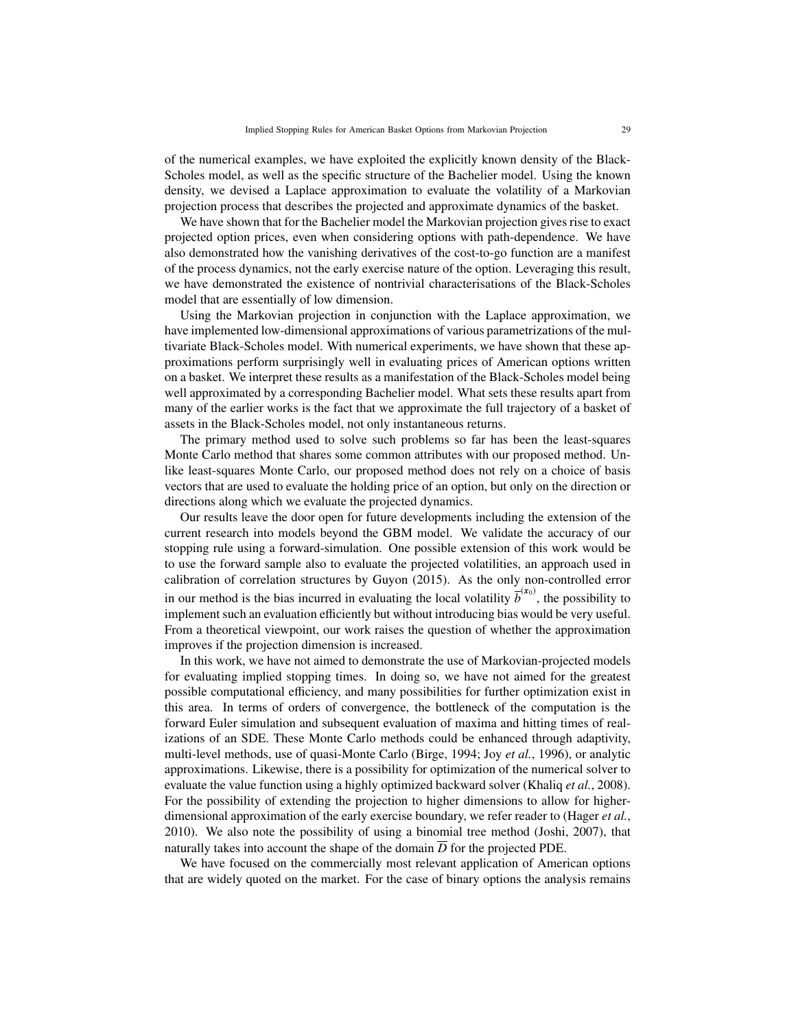of the numerical examples, we have exploited the explicitly known density of the Black-Scholes model, as well as the specific structure of the Bachelier model. Using the known density, we devised a Laplace approximation to evaluate the volatility of a Markovian projection process that describes the projected and approximate dynamics of the basket.

We have shown that for the Bachelier model the Markovian projection gives rise to exact projected option prices, even when considering options with path-dependence. We have also demonstrated how the vanishing derivatives of the cost-to-go function are a manifest of the process dynamics, not the early exercise nature of the option. Leveraging this result, we have demonstrated the existence of nontrivial characterisations of the Black-Scholes model that are essentially of low dimension.

Using the Markovian projection in conjunction with the Laplace approximation, we have implemented low-dimensional approximations of various parametrizations of the multivariate Black-Scholes model. With numerical experiments, we have shown that these approximations perform surprisingly well in evaluating prices of American options written on a basket. We interpret these results as a manifestation of the Black-Scholes model being well approximated by a corresponding Bachelier model. What sets these results apart from many of the earlier works is the fact that we approximate the full trajectory of a basket of assets in the Black-Scholes model, not only instantaneous returns.

The primary method used to solve such problems so far has been the least-squares Monte Carlo method that shares some common attributes with our proposed method. Unlike least-squares Monte Carlo, our proposed method does not rely on a choice of basis vectors that are used to evaluate the holding price of an option, but only on the direction or directions along which we evaluate the projected dynamics.

Our results leave the door open for future developments including the extension of the current research into models beyond the GBM model. We validate the accuracy of our stopping rule using a forward-simulation. One possible extension of this work would be to use the forward sample also to evaluate the projected volatilities, an approach used in calibration of correlation structures by Guyon (2015). As the only non-controlled error in our method is the bias incurred in evaluating the local volatility $\overline{b}^{(\boldsymbol{x}_0)}$, the possibility to implement such an evaluation efficiently but without introducing bias would be very useful. From a theoretical viewpoint, our work raises the question of whether the approximation improves if the projection dimension is increased.

In this work, we have not aimed to demonstrate the use of Markovian-projected models for evaluating implied stopping times. In doing so, we have not aimed for the greatest possible computational efficiency, and many possibilities for further optimization exist in this area. In terms of orders of convergence, the bottleneck of the computation is the forward Euler simulation and subsequent evaluation of maxima and hitting times of realizations of an SDE. These Monte Carlo methods could be enhanced through adaptivity, multi-level methods, use of quasi-Monte Carlo (Birge, 1994; Joy *et al.*, 1996), or analytic approximations. Likewise, there is a possibility for optimization of the numerical solver to evaluate the value function using a highly optimized backward solver (Khaliq *et al.*, 2008). For the possibility of extending the projection to higher dimensions to allow for higher-dimensional approximation of the early exercise boundary, we refer reader to (Hager *et al.*, 2010). We also note the possibility of using a binomial tree method (Joshi, 2007), that naturally takes into account the shape of the domain $\overline{D}$ for the projected PDE.

We have focused on the commercially most relevant application of American options that are widely quoted on the market. For the case of binary options the analysis remains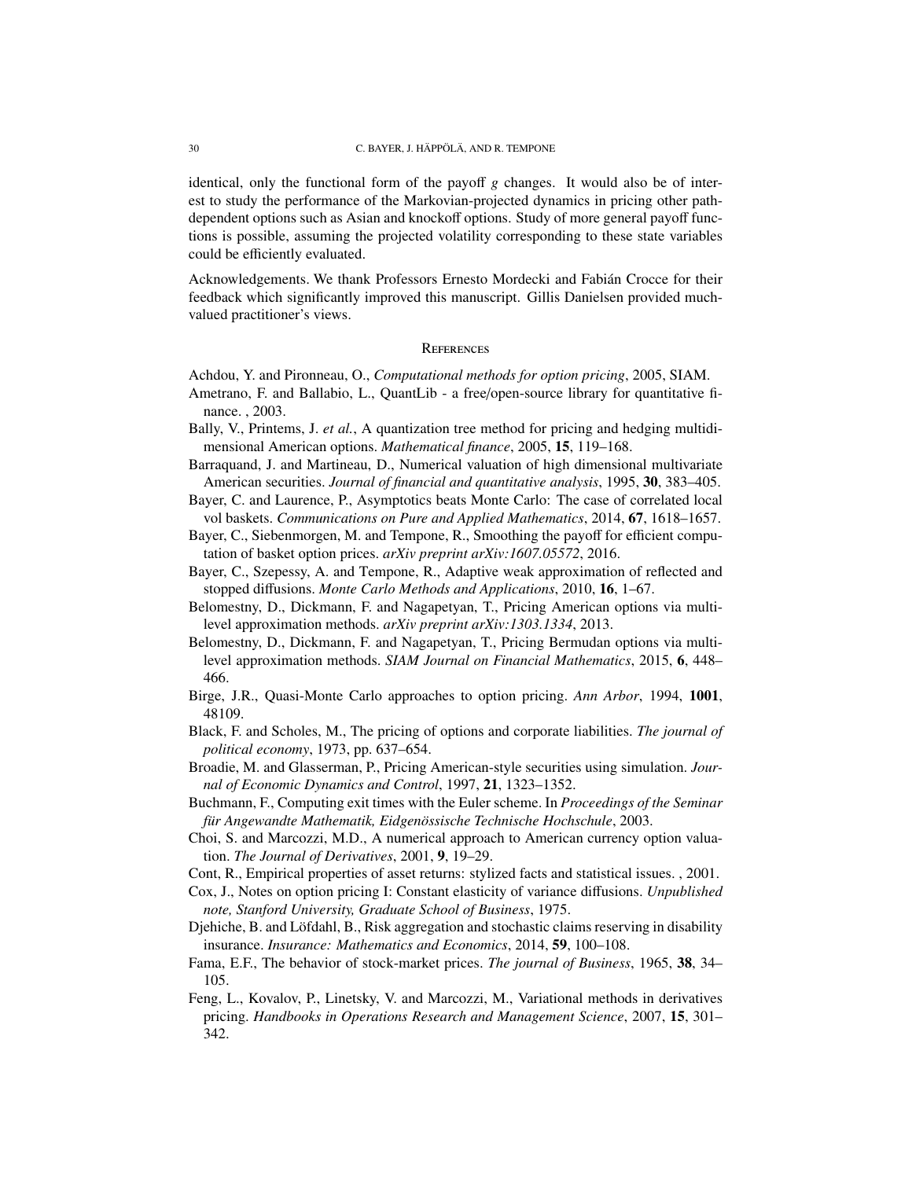identical, only the functional form of the payoff $g$ changes. It would also be of interest to study the performance of the Markovian-projected dynamics in pricing other path-dependent options such as Asian and knockoff options. Study of more general payoff functions is possible, assuming the projected volatility corresponding to these state variables could be efficiently evaluated.

Acknowledgements. We thank Professors Ernesto Mordecki and Fabián Crocce for their feedback which significantly improved this manuscript. Gillis Danielsen provided much-valued practitioner's views.

## References

Achdou, Y. and Pironneau, O., *Computational methods for option pricing*, 2005, SIAM.

Ametrano, F. and Ballabio, L., QuantLib - a free/open-source library for quantitative finance. , 2003.

Bally, V., Printems, J. *et al.*, A quantization tree method for pricing and hedging multidimensional American options. *Mathematical finance*, 2005, **15**, 119–168.

Barraquand, J. and Martineau, D., Numerical valuation of high dimensional multivariate American securities. *Journal of financial and quantitative analysis*, 1995, **30**, 383–405.

Bayer, C. and Laurence, P., Asymptotics beats Monte Carlo: The case of correlated local vol baskets. *Communications on Pure and Applied Mathematics*, 2014, **67**, 1618–1657.

Bayer, C., Siebenmorgen, M. and Tempone, R., Smoothing the payoff for efficient computation of basket option prices. *arXiv preprint arXiv:1607.05572*, 2016.

Bayer, C., Szepessy, A. and Tempone, R., Adaptive weak approximation of reflected and stopped diffusions. *Monte Carlo Methods and Applications*, 2010, **16**, 1–67.

Belomestny, D., Dickmann, F. and Nagapetyan, T., Pricing American options via multilevel approximation methods. *arXiv preprint arXiv:1303.1334*, 2013.

Belomestny, D., Dickmann, F. and Nagapetyan, T., Pricing Bermudan options via multilevel approximation methods. *SIAM Journal on Financial Mathematics*, 2015, **6**, 448–466.

Birge, J.R., Quasi-Monte Carlo approaches to option pricing. *Ann Arbor*, 1994, **1001**, 48109.

Black, F. and Scholes, M., The pricing of options and corporate liabilities. *The journal of political economy*, 1973, pp. 637–654.

Broadie, M. and Glasserman, P., Pricing American-style securities using simulation. *Journal of Economic Dynamics and Control*, 1997, **21**, 1323–1352.

Buchmann, F., Computing exit times with the Euler scheme. In *Proceedings of the Seminar für Angewandte Mathematik, Eidgenössische Technische Hochschule*, 2003.

Choi, S. and Marcozzi, M.D., A numerical approach to American currency option valuation. *The Journal of Derivatives*, 2001, **9**, 19–29.

Cont, R., Empirical properties of asset returns: stylized facts and statistical issues. , 2001.

Cox, J., Notes on option pricing I: Constant elasticity of variance diffusions. *Unpublished note, Stanford University, Graduate School of Business*, 1975.

Djehiche, B. and Löfdahl, B., Risk aggregation and stochastic claims reserving in disability insurance. *Insurance: Mathematics and Economics*, 2014, **59**, 100–108.

Fama, E.F., The behavior of stock-market prices. *The journal of Business*, 1965, **38**, 34–105.

Feng, L., Kovalov, P., Linetsky, V. and Marcozzi, M., Variational methods in derivatives pricing. *Handbooks in Operations Research and Management Science*, 2007, **15**, 301–342.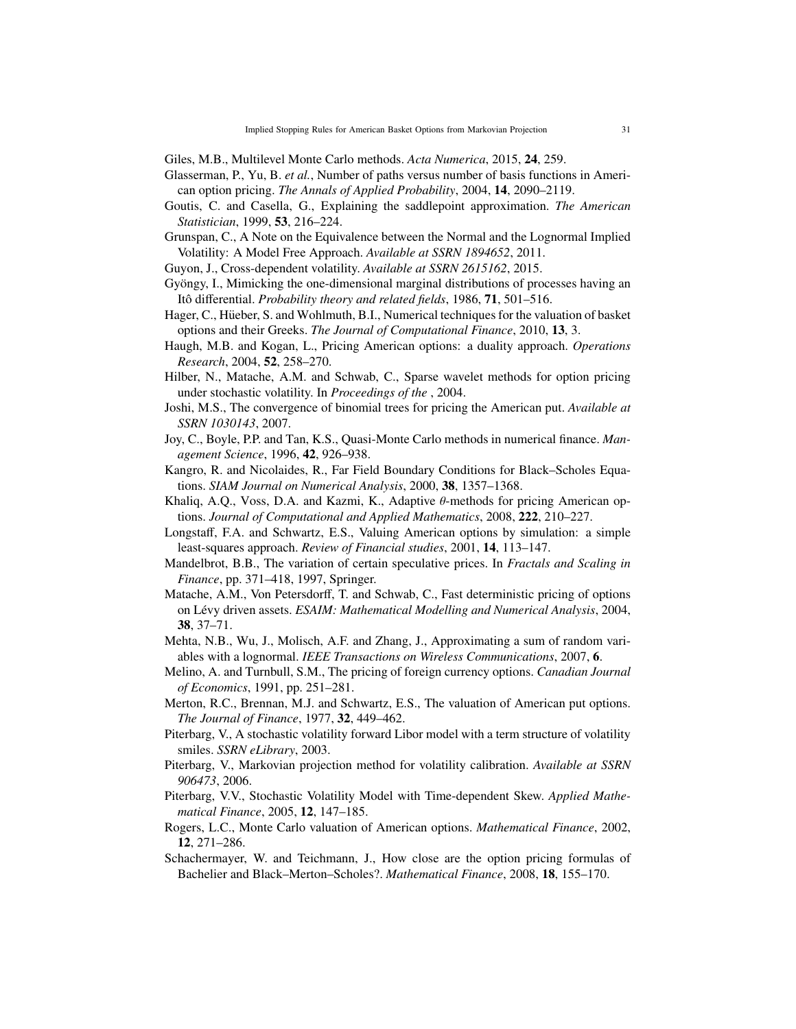Giles, M.B., Multilevel Monte Carlo methods. *Acta Numerica*, 2015, **24**, 259.

Glasserman, P., Yu, B. *et al.*, Number of paths versus number of basis functions in American option pricing. *The Annals of Applied Probability*, 2004, **14**, 2090–2119.

Goutis, C. and Casella, G., Explaining the saddlepoint approximation. *The American Statistician*, 1999, **53**, 216–224.

Grunspan, C., A Note on the Equivalence between the Normal and the Lognormal Implied Volatility: A Model Free Approach. *Available at SSRN 1894652*, 2011.

Guyon, J., Cross-dependent volatility. *Available at SSRN 2615162*, 2015.

Gyöngy, I., Mimicking the one-dimensional marginal distributions of processes having an Itô differential. *Probability theory and related fields*, 1986, **71**, 501–516.

Hager, C., Hüeber, S. and Wohlmuth, B.I., Numerical techniques for the valuation of basket options and their Greeks. *The Journal of Computational Finance*, 2010, **13**, 3.

Haugh, M.B. and Kogan, L., Pricing American options: a duality approach. *Operations Research*, 2004, **52**, 258–270.

Hilber, N., Matache, A.M. and Schwab, C., Sparse wavelet methods for option pricing under stochastic volatility. In *Proceedings of the* , 2004.

Joshi, M.S., The convergence of binomial trees for pricing the American put. *Available at SSRN 1030143*, 2007.

Joy, C., Boyle, P.P. and Tan, K.S., Quasi-Monte Carlo methods in numerical finance. *Management Science*, 1996, **42**, 926–938.

Kangro, R. and Nicolaides, R., Far Field Boundary Conditions for Black–Scholes Equations. *SIAM Journal on Numerical Analysis*, 2000, **38**, 1357–1368.

Khaliq, A.Q., Voss, D.A. and Kazmi, K., Adaptive $\theta$-methods for pricing American options. *Journal of Computational and Applied Mathematics*, 2008, **222**, 210–227.

Longstaff, F.A. and Schwartz, E.S., Valuing American options by simulation: a simple least-squares approach. *Review of Financial studies*, 2001, **14**, 113–147.

Mandelbrot, B.B., The variation of certain speculative prices. In *Fractals and Scaling in Finance*, pp. 371–418, 1997, Springer.

Matache, A.M., Von Petersdorff, T. and Schwab, C., Fast deterministic pricing of options on Lévy driven assets. *ESAIM: Mathematical Modelling and Numerical Analysis*, 2004, **38**, 37–71.

Mehta, N.B., Wu, J., Molisch, A.F. and Zhang, J., Approximating a sum of random variables with a lognormal. *IEEE Transactions on Wireless Communications*, 2007, **6**.

Melino, A. and Turnbull, S.M., The pricing of foreign currency options. *Canadian Journal of Economics*, 1991, pp. 251–281.

Merton, R.C., Brennan, M.J. and Schwartz, E.S., The valuation of American put options. *The Journal of Finance*, 1977, **32**, 449–462.

Piterbarg, V., A stochastic volatility forward Libor model with a term structure of volatility smiles. *SSRN eLibrary*, 2003.

Piterbarg, V., Markovian projection method for volatility calibration. *Available at SSRN 906473*, 2006.

Piterbarg, V.V., Stochastic Volatility Model with Time-dependent Skew. *Applied Mathematical Finance*, 2005, **12**, 147–185.

Rogers, L.C., Monte Carlo valuation of American options. *Mathematical Finance*, 2002, **12**, 271–286.

Schachermayer, W. and Teichmann, J., How close are the option pricing formulas of Bachelier and Black–Merton–Scholes?. *Mathematical Finance*, 2008, **18**, 155–170.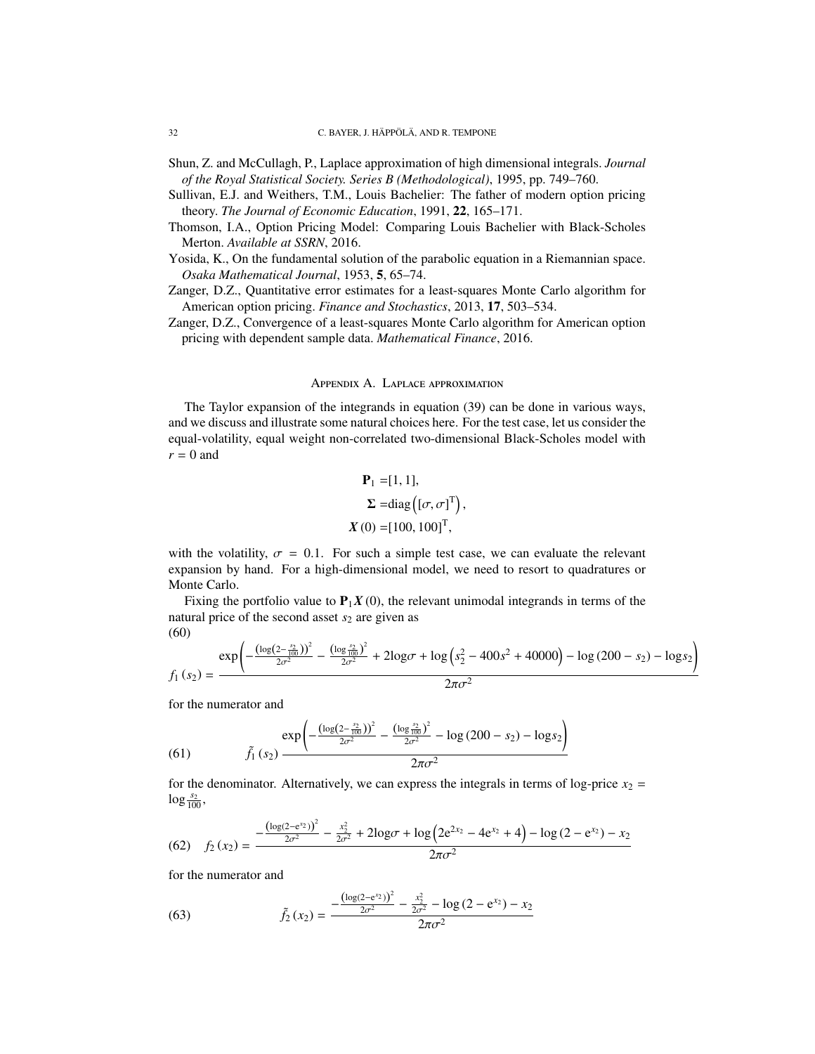Shun, Z. and McCullagh, P., Laplace approximation of high dimensional integrals. *Journal of the Royal Statistical Society. Series B (Methodological)*, 1995, pp. 749–760.

Sullivan, E.J. and Weithers, T.M., Louis Bachelier: The father of modern option pricing theory. *The Journal of Economic Education*, 1991, **22**, 165–171.

Thomson, I.A., Option Pricing Model: Comparing Louis Bachelier with Black-Scholes Merton. *Available at SSRN*, 2016.

Yosida, K., On the fundamental solution of the parabolic equation in a Riemannian space. *Osaka Mathematical Journal*, 1953, **5**, 65–74.

Zanger, D.Z., Quantitative error estimates for a least-squares Monte Carlo algorithm for American option pricing. *Finance and Stochastics*, 2013, **17**, 503–534.

Zanger, D.Z., Convergence of a least-squares Monte Carlo algorithm for American option pricing with dependent sample data. *Mathematical Finance*, 2016.

## Appendix A. Laplace approximation

The Taylor expansion of the integrands in equation (39) can be done in various ways, and we discuss and illustrate some natural choices here. For the test case, let us consider the equal-volatility, equal weight non-correlated two-dimensional Black-Scholes model with $r = 0$ and

$$
\begin{aligned}
\mathbf{P}_1 &= [1, 1], \\
\mathbf{\Sigma} &= \mathrm{diag}\left([\sigma, \sigma]^{\mathrm{T}}\right), \\
\boldsymbol{X}(0) &= [100, 100]^{\mathrm{T}},
\end{aligned}
$$

with the volatility, $\sigma = 0.1$. For such a simple test case, we can evaluate the relevant expansion by hand. For a high-dimensional model, we need to resort to quadratures or Monte Carlo.

Fixing the portfolio value to $\mathbf{P}_1 \boldsymbol{X}(0)$, the relevant unimodal integrands in terms of the natural price of the second asset $s_2$ are given as

$$
f_1(s_2) = \frac{\exp\left(-\frac{\left(\log\left(2-\frac{s_2}{100}\right)\right)^2}{2\sigma^2} - \frac{\left(\log\frac{s_2}{100}\right)^2}{2\sigma^2} + 2\log\sigma + \log\left(s_2^2 - 400s^2 + 40000\right) - \log(200 - s_2) - \log s_2\right)}{2\pi\sigma^2} \tag{60}
$$

for the numerator and

$$
\tilde{f}_1(s_2) \, \frac{\exp\left(-\frac{\left(\log\left(2-\frac{s_2}{100}\right)\right)^2}{2\sigma^2} - \frac{\left(\log\frac{s_2}{100}\right)^2}{2\sigma^2} - \log(200 - s_2) - \log s_2\right)}{2\pi\sigma^2} \tag{61}
$$

for the denominator. Alternatively, we can express the integrals in terms of log-price $x_2 = \log\frac{s_2}{100}$,

$$
f_2(x_2) = \frac{-\frac{\left(\log\left(2-\mathrm{e}^{x_2}\right)\right)^2}{2\sigma^2} - \frac{x_2^2}{2\sigma^2} + 2\log\sigma + \log\left(2\mathrm{e}^{2x_2} - 4\mathrm{e}^{x_2} + 4\right) - \log\left(2 - \mathrm{e}^{x_2}\right) - x_2}{2\pi\sigma^2} \tag{62}
$$

for the numerator and

$$
\tilde{f}_2(x_2) = \frac{-\frac{\left(\log\left(2-\mathrm{e}^{x_2}\right)\right)^2}{2\sigma^2} - \frac{x_2^2}{2\sigma^2} - \log\left(2 - \mathrm{e}^{x_2}\right) - x_2}{2\pi\sigma^2} \tag{63}
$$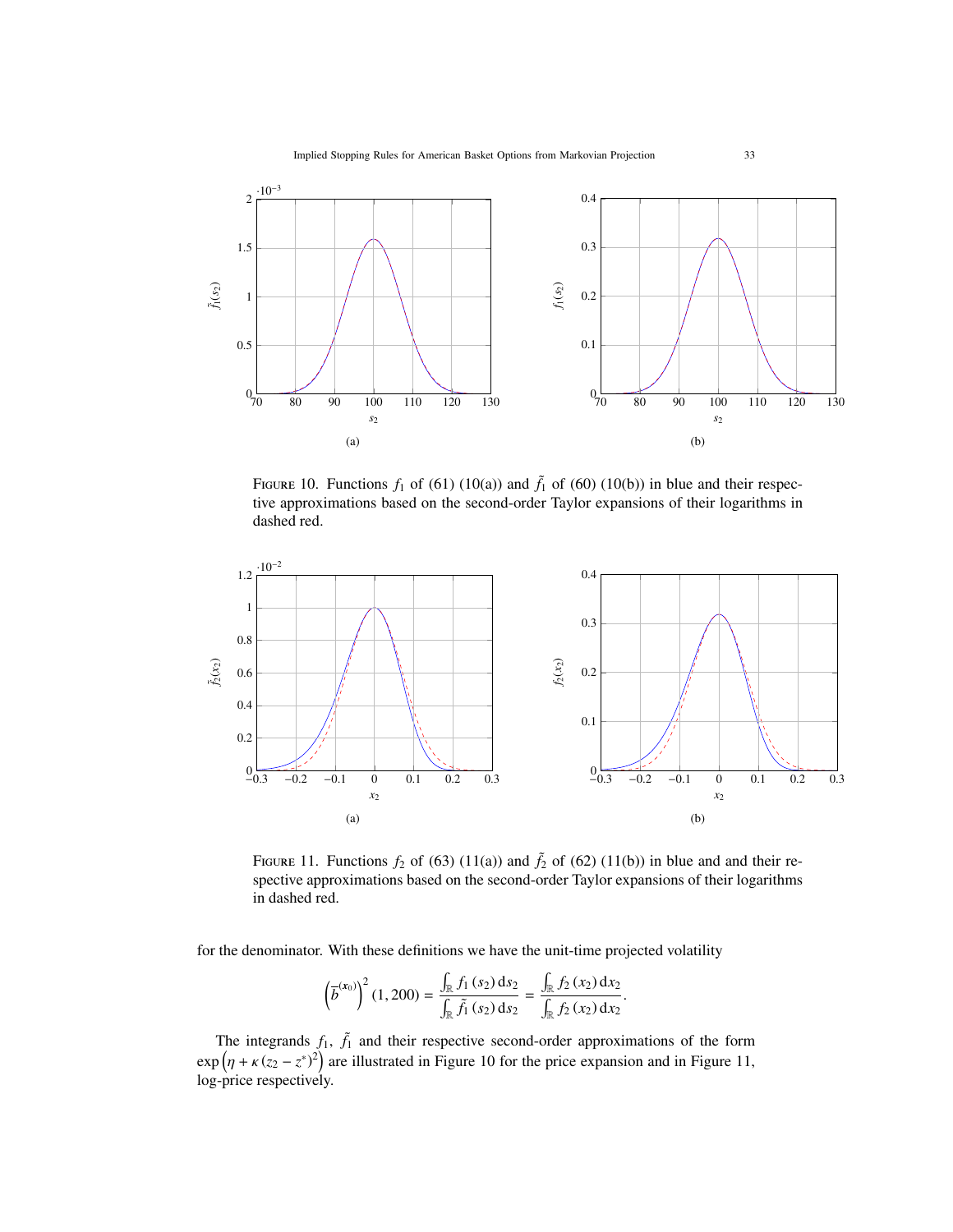FIGURE 10. Functions $f_1$ of (61) (10(a)) and $\tilde{f}_1$ of (60) (10(b)) in blue and their respective approximations based on the second-order Taylor expansions of their logarithms in dashed red.

FIGURE 11. Functions $f_2$ of (63) (11(a)) and $\tilde{f}_2$ of (62) (11(b)) in blue and and their respective approximations based on the second-order Taylor expansions of their logarithms in dashed red.

for the denominator. With these definitions we have the unit-time projected volatility

$$\left(\overline{b}^{(x_0)}\right)^2(1,200) = \frac{\int_{\mathbb{R}} f_1(s_2)\,\mathrm{d}s_2}{\int_{\mathbb{R}} \tilde{f}_1(s_2)\,\mathrm{d}s_2} = \frac{\int_{\mathbb{R}} f_2(x_2)\,\mathrm{d}x_2}{\int_{\mathbb{R}} \tilde{f}_2(x_2)\,\mathrm{d}x_2}.$$

The integrands $f_1$, $\tilde{f}_1$ and their respective second-order approximations of the form $\exp\left(\eta + \kappa (z_2 - z^*)^2\right)$ are illustrated in Figure 10 for the price expansion and in Figure 11, log-price respectively.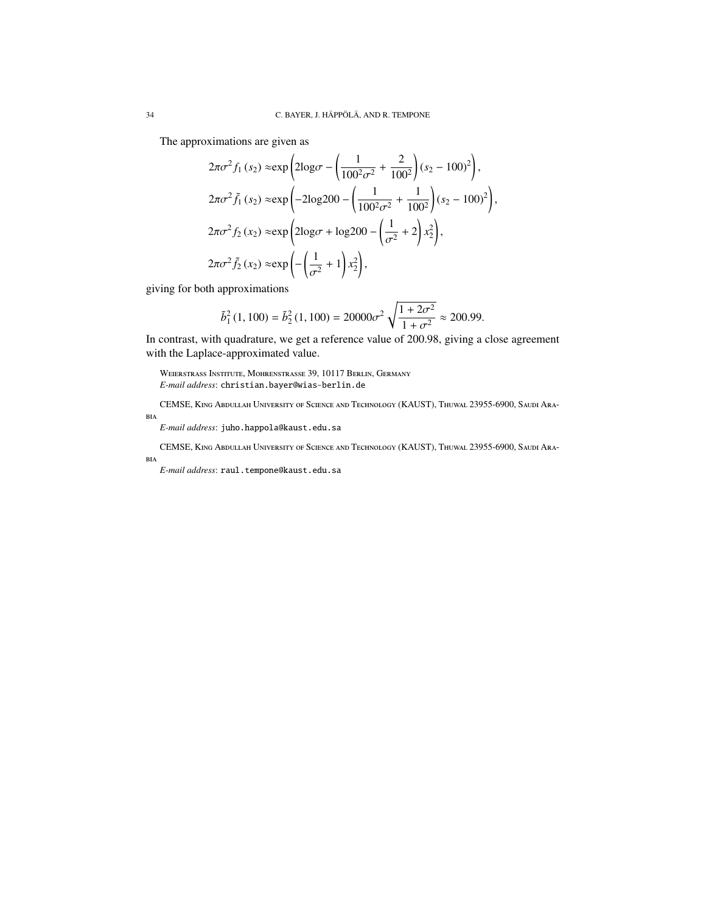The approximations are given as

$$
\begin{aligned}
2\pi\sigma^2 f_1(s_2) &\approx \exp\left(2\log\sigma - \left(\frac{1}{100^2\sigma^2} + \frac{2}{100^2}\right)(s_2 - 100)^2\right), \\
2\pi\sigma^2 \tilde{f}_1(s_2) &\approx \exp\left(-2\log 200 - \left(\frac{1}{100^2\sigma^2} + \frac{1}{100^2}\right)(s_2 - 100)^2\right), \\
2\pi\sigma^2 f_2(x_2) &\approx \exp\left(2\log\sigma + \log 200 - \left(\frac{1}{\sigma^2} + 2\right)x_2^2\right), \\
2\pi\sigma^2 \tilde{f}_2(x_2) &\approx \exp\left(-\left(\frac{1}{\sigma^2} + 1\right)x_2^2\right),
\end{aligned}
$$

giving for both approximations

$$
\tilde{b}_1^2(1, 100) = \tilde{b}_2^2(1, 100) = 20000\sigma^2\sqrt{\frac{1 + 2\sigma^2}{1 + \sigma^2}} \approx 200.99.
$$

In contrast, with quadrature, we get a reference value of 200.98, giving a close agreement with the Laplace-approximated value.

Weierstrass Institute, Mohrenstrasse 39, 10117 Berlin, Germany
*E-mail address*: christian.bayer@wias-berlin.de

CEMSE, King Abdullah University of Science and Technology (KAUST), Thuwal 23955-6900, Saudi Arabia
*E-mail address*: juho.happola@kaust.edu.sa

CEMSE, King Abdullah University of Science and Technology (KAUST), Thuwal 23955-6900, Saudi Arabia
*E-mail address*: raul.tempone@kaust.edu.sa